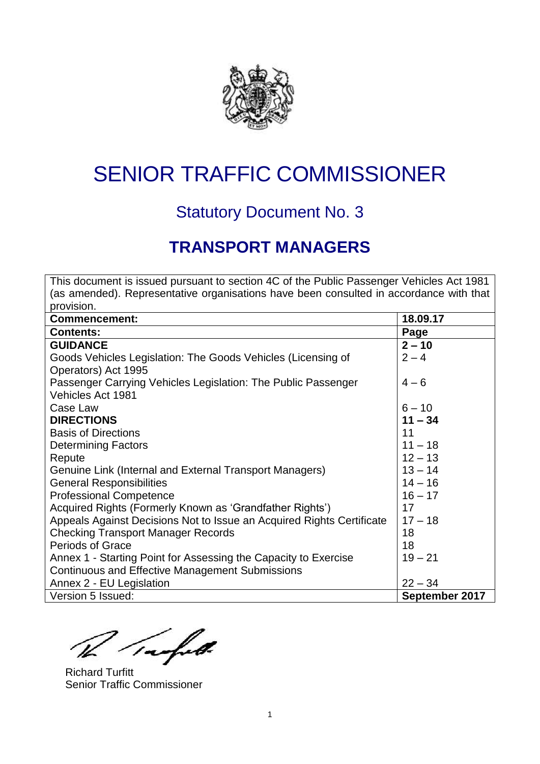# SENIOR TRAFFIC COMMISSIONER

## Statutory Document No. 3

## TRANSPORT MANAGERS

| This document is issued pursuant to section 4C of the Public Passenger Vehicles Act 1981 (as amended). Representative organisations have been consulted in accordance with that provision. | |
|---|---|
| **Commencement:** | **18.09.17** |
| **Contents:** | **Page** |
| **GUIDANCE** | **2 – 10** |
| Goods Vehicles Legislation: The Goods Vehicles (Licensing of Operators) Act 1995 | 2 – 4 |
| Passenger Carrying Vehicles Legislation: The Public Passenger Vehicles Act 1981 | 4 – 6 |
| Case Law | 6 – 10 |
| **DIRECTIONS** | **11 – 34** |
| Basis of Directions | 11 |
| Determining Factors | 11 – 18 |
| Repute | 12 – 13 |
| Genuine Link (Internal and External Transport Managers) | 13 – 14 |
| General Responsibilities | 14 – 16 |
| Professional Competence | 16 – 17 |
| Acquired Rights (Formerly Known as 'Grandfather Rights') | 17 |
| Appeals Against Decisions Not to Issue an Acquired Rights Certificate | 17 – 18 |
| Checking Transport Manager Records | 18 |
| Periods of Grace | 18 |
| Annex 1 - Starting Point for Assessing the Capacity to Exercise Continuous and Effective Management Submissions | 19 – 21 |
| Annex 2 - EU Legislation | 22 – 34 |
| Version 5 Issued: | **September 2017** |

Richard Turfitt
Senior Traffic Commissioner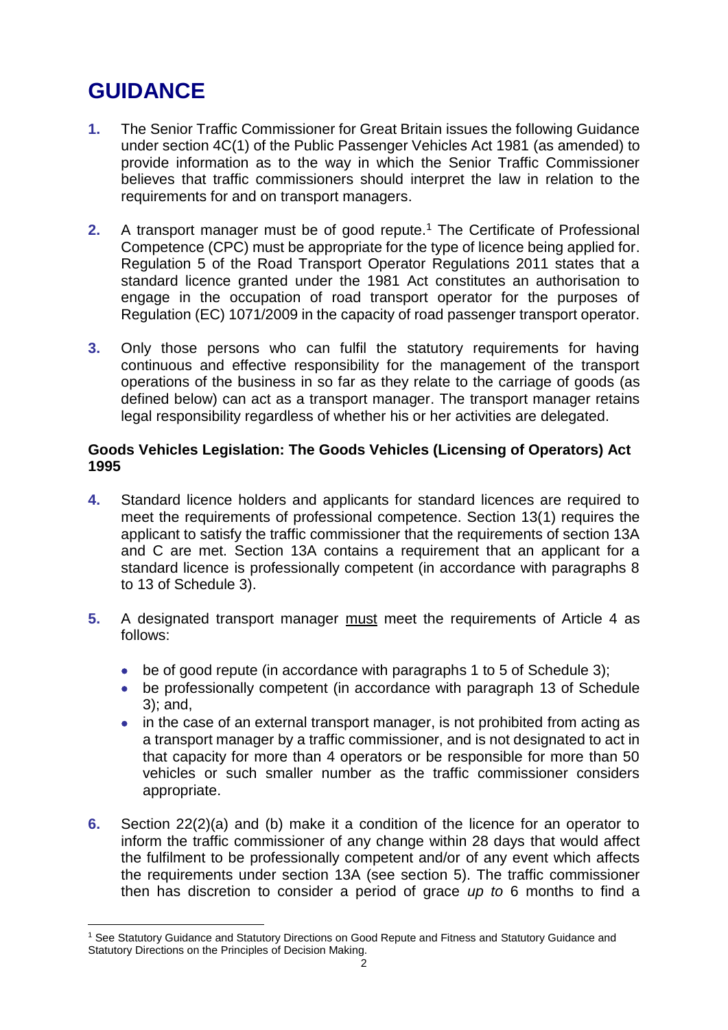# GUIDANCE

**1.** The Senior Traffic Commissioner for Great Britain issues the following Guidance under section 4C(1) of the Public Passenger Vehicles Act 1981 (as amended) to provide information as to the way in which the Senior Traffic Commissioner believes that traffic commissioners should interpret the law in relation to the requirements for and on transport managers.

**2.** A transport manager must be of good repute.[1] The Certificate of Professional Competence (CPC) must be appropriate for the type of licence being applied for. Regulation 5 of the Road Transport Operator Regulations 2011 states that a standard licence granted under the 1981 Act constitutes an authorisation to engage in the occupation of road transport operator for the purposes of Regulation (EC) 1071/2009 in the capacity of road passenger transport operator.

**3.** Only those persons who can fulfil the statutory requirements for having continuous and effective responsibility for the management of the transport operations of the business in so far as they relate to the carriage of goods (as defined below) can act as a transport manager. The transport manager retains legal responsibility regardless of whether his or her activities are delegated.

**Goods Vehicles Legislation: The Goods Vehicles (Licensing of Operators) Act 1995**

**4.** Standard licence holders and applicants for standard licences are required to meet the requirements of professional competence. Section 13(1) requires the applicant to satisfy the traffic commissioner that the requirements of section 13A and C are met. Section 13A contains a requirement that an applicant for a standard licence is professionally competent (in accordance with paragraphs 8 to 13 of Schedule 3).

**5.** A designated transport manager <u>must</u> meet the requirements of Article 4 as follows:

- be of good repute (in accordance with paragraphs 1 to 5 of Schedule 3);
- be professionally competent (in accordance with paragraph 13 of Schedule 3); and,
- in the case of an external transport manager, is not prohibited from acting as a transport manager by a traffic commissioner, and is not designated to act in that capacity for more than 4 operators or be responsible for more than 50 vehicles or such smaller number as the traffic commissioner considers appropriate.

**6.** Section 22(2)(a) and (b) make it a condition of the licence for an operator to inform the traffic commissioner of any change within 28 days that would affect the fulfilment to be professionally competent and/or of any event which affects the requirements under section 13A (see section 5). The traffic commissioner then has discretion to consider a period of grace *up to* 6 months to find a

[1] See Statutory Guidance and Statutory Directions on Good Repute and Fitness and Statutory Guidance and Statutory Directions on the Principles of Decision Making.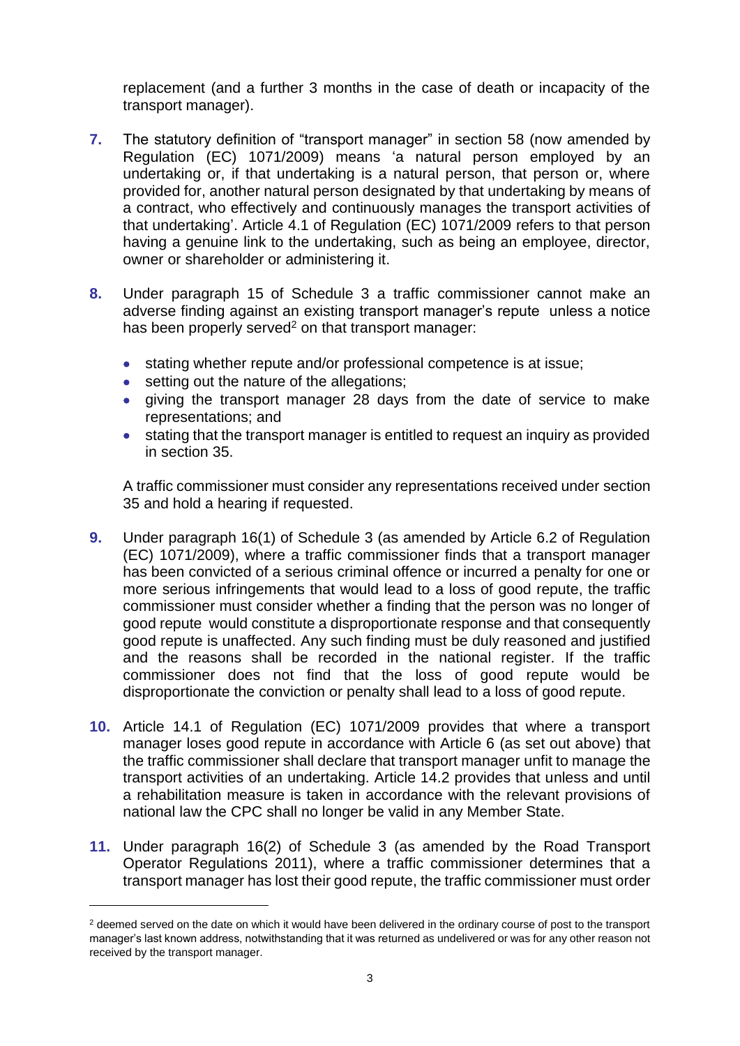replacement (and a further 3 months in the case of death or incapacity of the transport manager).

**7.** The statutory definition of "transport manager" in section 58 (now amended by Regulation (EC) 1071/2009) means 'a natural person employed by an undertaking or, if that undertaking is a natural person, that person or, where provided for, another natural person designated by that undertaking by means of a contract, who effectively and continuously manages the transport activities of that undertaking'. Article 4.1 of Regulation (EC) 1071/2009 refers to that person having a genuine link to the undertaking, such as being an employee, director, owner or shareholder or administering it.

**8.** Under paragraph 15 of Schedule 3 a traffic commissioner cannot make an adverse finding against an existing transport manager's repute unless a notice has been properly served[2] on that transport manager:

- stating whether repute and/or professional competence is at issue;
- setting out the nature of the allegations;
- giving the transport manager 28 days from the date of service to make representations; and
- stating that the transport manager is entitled to request an inquiry as provided in section 35.

A traffic commissioner must consider any representations received under section 35 and hold a hearing if requested.

**9.** Under paragraph 16(1) of Schedule 3 (as amended by Article 6.2 of Regulation (EC) 1071/2009), where a traffic commissioner finds that a transport manager has been convicted of a serious criminal offence or incurred a penalty for one or more serious infringements that would lead to a loss of good repute, the traffic commissioner must consider whether a finding that the person was no longer of good repute would constitute a disproportionate response and that consequently good repute is unaffected. Any such finding must be duly reasoned and justified and the reasons shall be recorded in the national register. If the traffic commissioner does not find that the loss of good repute would be disproportionate the conviction or penalty shall lead to a loss of good repute.

**10.** Article 14.1 of Regulation (EC) 1071/2009 provides that where a transport manager loses good repute in accordance with Article 6 (as set out above) that the traffic commissioner shall declare that transport manager unfit to manage the transport activities of an undertaking. Article 14.2 provides that unless and until a rehabilitation measure is taken in accordance with the relevant provisions of national law the CPC shall no longer be valid in any Member State.

**11.** Under paragraph 16(2) of Schedule 3 (as amended by the Road Transport Operator Regulations 2011), where a traffic commissioner determines that a transport manager has lost their good repute, the traffic commissioner must order

---

[2] deemed served on the date on which it would have been delivered in the ordinary course of post to the transport manager's last known address, notwithstanding that it was returned as undelivered or was for any other reason not received by the transport manager.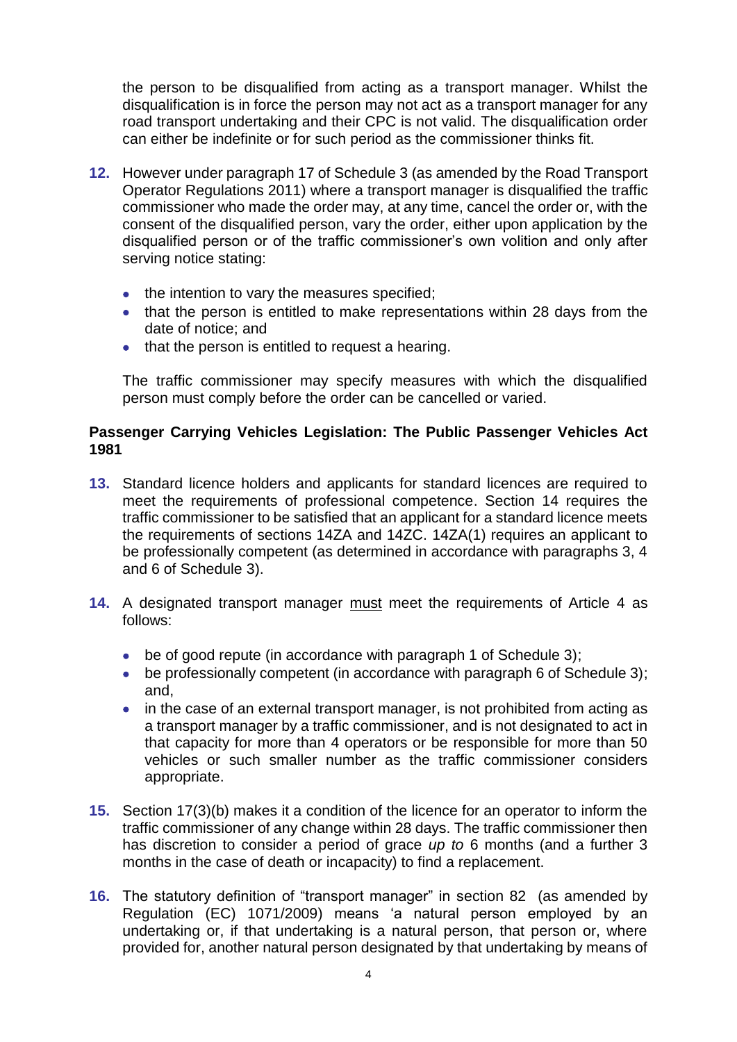the person to be disqualified from acting as a transport manager. Whilst the disqualification is in force the person may not act as a transport manager for any road transport undertaking and their CPC is not valid. The disqualification order can either be indefinite or for such period as the commissioner thinks fit.

**12.** However under paragraph 17 of Schedule 3 (as amended by the Road Transport Operator Regulations 2011) where a transport manager is disqualified the traffic commissioner who made the order may, at any time, cancel the order or, with the consent of the disqualified person, vary the order, either upon application by the disqualified person or of the traffic commissioner's own volition and only after serving notice stating:

- the intention to vary the measures specified;
- that the person is entitled to make representations within 28 days from the date of notice; and
- that the person is entitled to request a hearing.

The traffic commissioner may specify measures with which the disqualified person must comply before the order can be cancelled or varied.

**Passenger Carrying Vehicles Legislation: The Public Passenger Vehicles Act 1981**

**13.** Standard licence holders and applicants for standard licences are required to meet the requirements of professional competence. Section 14 requires the traffic commissioner to be satisfied that an applicant for a standard licence meets the requirements of sections 14ZA and 14ZC. 14ZA(1) requires an applicant to be professionally competent (as determined in accordance with paragraphs 3, 4 and 6 of Schedule 3).

**14.** A designated transport manager <u>must</u> meet the requirements of Article 4 as follows:

- be of good repute (in accordance with paragraph 1 of Schedule 3);
- be professionally competent (in accordance with paragraph 6 of Schedule 3); and,
- in the case of an external transport manager, is not prohibited from acting as a transport manager by a traffic commissioner, and is not designated to act in that capacity for more than 4 operators or be responsible for more than 50 vehicles or such smaller number as the traffic commissioner considers appropriate.

**15.** Section 17(3)(b) makes it a condition of the licence for an operator to inform the traffic commissioner of any change within 28 days. The traffic commissioner then has discretion to consider a period of grace *up to* 6 months (and a further 3 months in the case of death or incapacity) to find a replacement.

**16.** The statutory definition of "transport manager" in section 82 (as amended by Regulation (EC) 1071/2009) means 'a natural person employed by an undertaking or, if that undertaking is a natural person, that person or, where provided for, another natural person designated by that undertaking by means of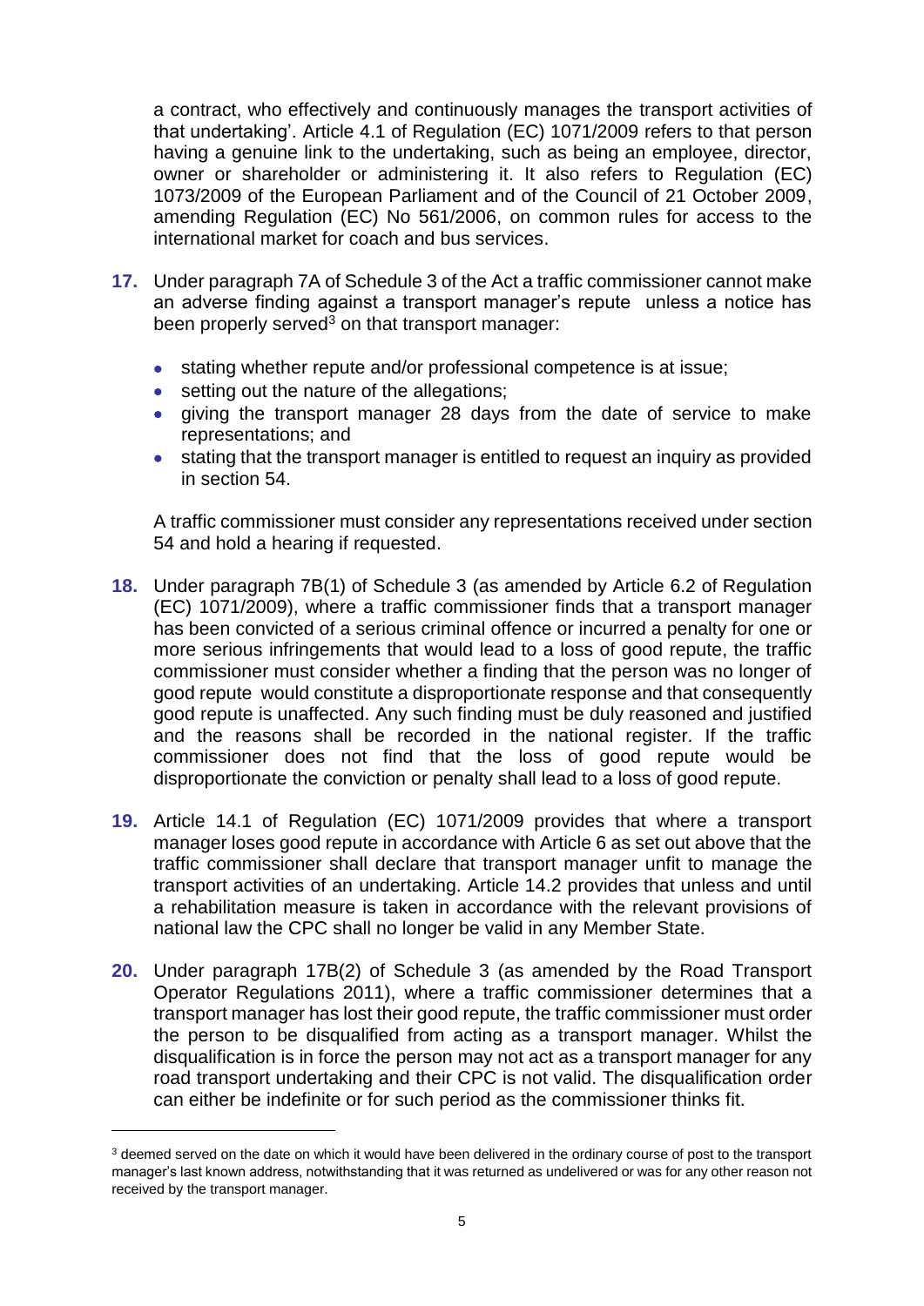a contract, who effectively and continuously manages the transport activities of that undertaking'. Article 4.1 of Regulation (EC) 1071/2009 refers to that person having a genuine link to the undertaking, such as being an employee, director, owner or shareholder or administering it. It also refers to Regulation (EC) 1073/2009 of the European Parliament and of the Council of 21 October 2009, amending Regulation (EC) No 561/2006, on common rules for access to the international market for coach and bus services.

**17.** Under paragraph 7A of Schedule 3 of the Act a traffic commissioner cannot make an adverse finding against a transport manager's repute unless a notice has been properly served[3] on that transport manager:

- stating whether repute and/or professional competence is at issue;
- setting out the nature of the allegations;
- giving the transport manager 28 days from the date of service to make representations; and
- stating that the transport manager is entitled to request an inquiry as provided in section 54.

A traffic commissioner must consider any representations received under section 54 and hold a hearing if requested.

**18.** Under paragraph 7B(1) of Schedule 3 (as amended by Article 6.2 of Regulation (EC) 1071/2009), where a traffic commissioner finds that a transport manager has been convicted of a serious criminal offence or incurred a penalty for one or more serious infringements that would lead to a loss of good repute, the traffic commissioner must consider whether a finding that the person was no longer of good repute would constitute a disproportionate response and that consequently good repute is unaffected. Any such finding must be duly reasoned and justified and the reasons shall be recorded in the national register. If the traffic commissioner does not find that the loss of good repute would be disproportionate the conviction or penalty shall lead to a loss of good repute.

**19.** Article 14.1 of Regulation (EC) 1071/2009 provides that where a transport manager loses good repute in accordance with Article 6 as set out above that the traffic commissioner shall declare that transport manager unfit to manage the transport activities of an undertaking. Article 14.2 provides that unless and until a rehabilitation measure is taken in accordance with the relevant provisions of national law the CPC shall no longer be valid in any Member State.

**20.** Under paragraph 17B(2) of Schedule 3 (as amended by the Road Transport Operator Regulations 2011), where a traffic commissioner determines that a transport manager has lost their good repute, the traffic commissioner must order the person to be disqualified from acting as a transport manager. Whilst the disqualification is in force the person may not act as a transport manager for any road transport undertaking and their CPC is not valid. The disqualification order can either be indefinite or for such period as the commissioner thinks fit.

[3] deemed served on the date on which it would have been delivered in the ordinary course of post to the transport manager's last known address, notwithstanding that it was returned as undelivered or was for any other reason not received by the transport manager.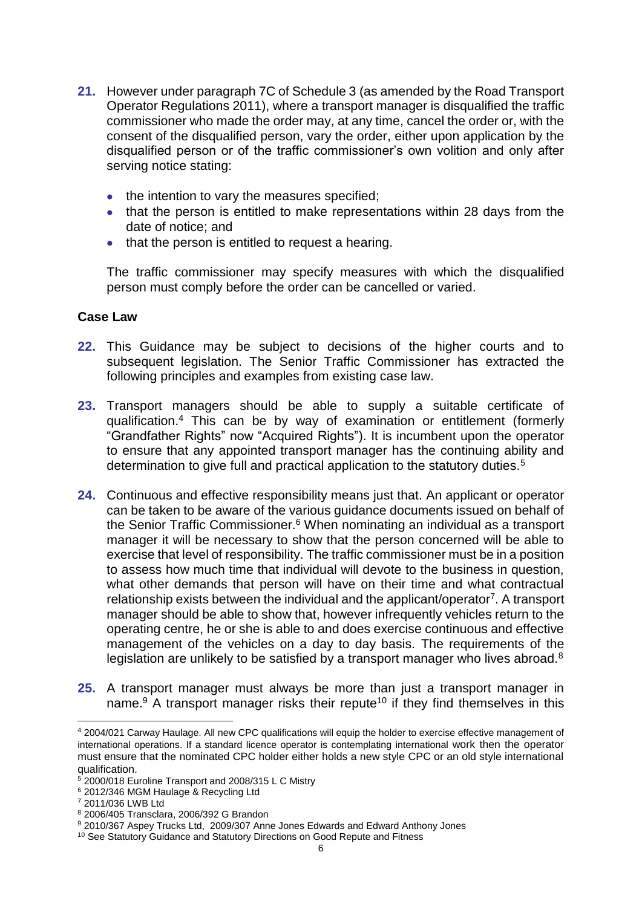21. However under paragraph 7C of Schedule 3 (as amended by the Road Transport Operator Regulations 2011), where a transport manager is disqualified the traffic commissioner who made the order may, at any time, cancel the order or, with the consent of the disqualified person, vary the order, either upon application by the disqualified person or of the traffic commissioner's own volition and only after serving notice stating:

    - the intention to vary the measures specified;
    - that the person is entitled to make representations within 28 days from the date of notice; and
    - that the person is entitled to request a hearing.

    The traffic commissioner may specify measures with which the disqualified person must comply before the order can be cancelled or varied.

**Case Law**

22. This Guidance may be subject to decisions of the higher courts and to subsequent legislation. The Senior Traffic Commissioner has extracted the following principles and examples from existing case law.

23. Transport managers should be able to supply a suitable certificate of qualification.[4] This can be by way of examination or entitlement (formerly "Grandfather Rights" now "Acquired Rights"). It is incumbent upon the operator to ensure that any appointed transport manager has the continuing ability and determination to give full and practical application to the statutory duties.[5]

24. Continuous and effective responsibility means just that. An applicant or operator can be taken to be aware of the various guidance documents issued on behalf of the Senior Traffic Commissioner.[6] When nominating an individual as a transport manager it will be necessary to show that the person concerned will be able to exercise that level of responsibility. The traffic commissioner must be in a position to assess how much time that individual will devote to the business in question, what other demands that person will have on their time and what contractual relationship exists between the individual and the applicant/operator[7]. A transport manager should be able to show that, however infrequently vehicles return to the operating centre, he or she is able to and does exercise continuous and effective management of the vehicles on a day to day basis. The requirements of the legislation are unlikely to be satisfied by a transport manager who lives abroad.[8]

25. A transport manager must always be more than just a transport manager in name.[9] A transport manager risks their repute[10] if they find themselves in this

---

[4] 2004/021 Carway Haulage. All new CPC qualifications will equip the holder to exercise effective management of international operations. If a standard licence operator is contemplating international work then the operator must ensure that the nominated CPC holder either holds a new style CPC or an old style international qualification.

[5] 2000/018 Euroline Transport and 2008/315 L C Mistry

[6] 2012/346 MGM Haulage & Recycling Ltd

[7] 2011/036 LWB Ltd

[8] 2006/405 Transclara, 2006/392 G Brandon

[9] 2010/367 Aspey Trucks Ltd, 2009/307 Anne Jones Edwards and Edward Anthony Jones

[10] See Statutory Guidance and Statutory Directions on Good Repute and Fitness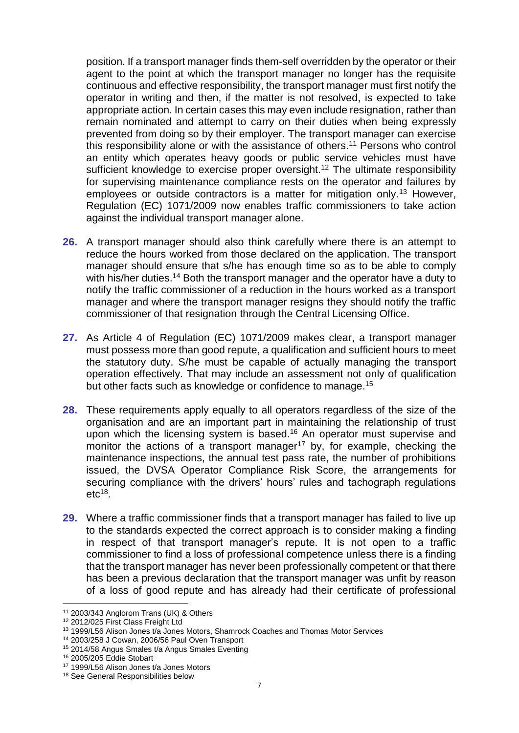position. If a transport manager finds them-self overridden by the operator or their agent to the point at which the transport manager no longer has the requisite continuous and effective responsibility, the transport manager must first notify the operator in writing and then, if the matter is not resolved, is expected to take appropriate action. In certain cases this may even include resignation, rather than remain nominated and attempt to carry on their duties when being expressly prevented from doing so by their employer. The transport manager can exercise this responsibility alone or with the assistance of others.[11] Persons who control an entity which operates heavy goods or public service vehicles must have sufficient knowledge to exercise proper oversight.[12] The ultimate responsibility for supervising maintenance compliance rests on the operator and failures by employees or outside contractors is a matter for mitigation only.[13] However, Regulation (EC) 1071/2009 now enables traffic commissioners to take action against the individual transport manager alone.

26. A transport manager should also think carefully where there is an attempt to reduce the hours worked from those declared on the application. The transport manager should ensure that s/he has enough time so as to be able to comply with his/her duties.[14] Both the transport manager and the operator have a duty to notify the traffic commissioner of a reduction in the hours worked as a transport manager and where the transport manager resigns they should notify the traffic commissioner of that resignation through the Central Licensing Office.

27. As Article 4 of Regulation (EC) 1071/2009 makes clear, a transport manager must possess more than good repute, a qualification and sufficient hours to meet the statutory duty. S/he must be capable of actually managing the transport operation effectively. That may include an assessment not only of qualification but other facts such as knowledge or confidence to manage.[15]

28. These requirements apply equally to all operators regardless of the size of the organisation and are an important part in maintaining the relationship of trust upon which the licensing system is based.[16] An operator must supervise and monitor the actions of a transport manager[17] by, for example, checking the maintenance inspections, the annual test pass rate, the number of prohibitions issued, the DVSA Operator Compliance Risk Score, the arrangements for securing compliance with the drivers' hours' rules and tachograph regulations etc[18].

29. Where a traffic commissioner finds that a transport manager has failed to live up to the standards expected the correct approach is to consider making a finding in respect of that transport manager's repute. It is not open to a traffic commissioner to find a loss of professional competence unless there is a finding that the transport manager has never been professionally competent or that there has been a previous declaration that the transport manager was unfit by reason of a loss of good repute and has already had their certificate of professional

---

[11] 2003/343 Anglorom Trans (UK) & Others
[12] 2012/025 First Class Freight Ltd
[13] 1999/L56 Alison Jones t/a Jones Motors, Shamrock Coaches and Thomas Motor Services
[14] 2003/258 J Cowan, 2006/56 Paul Oven Transport
[15] 2014/58 Angus Smales t/a Angus Smales Eventing
[16] 2005/205 Eddie Stobart
[17] 1999/L56 Alison Jones t/a Jones Motors
[18] See General Responsibilities below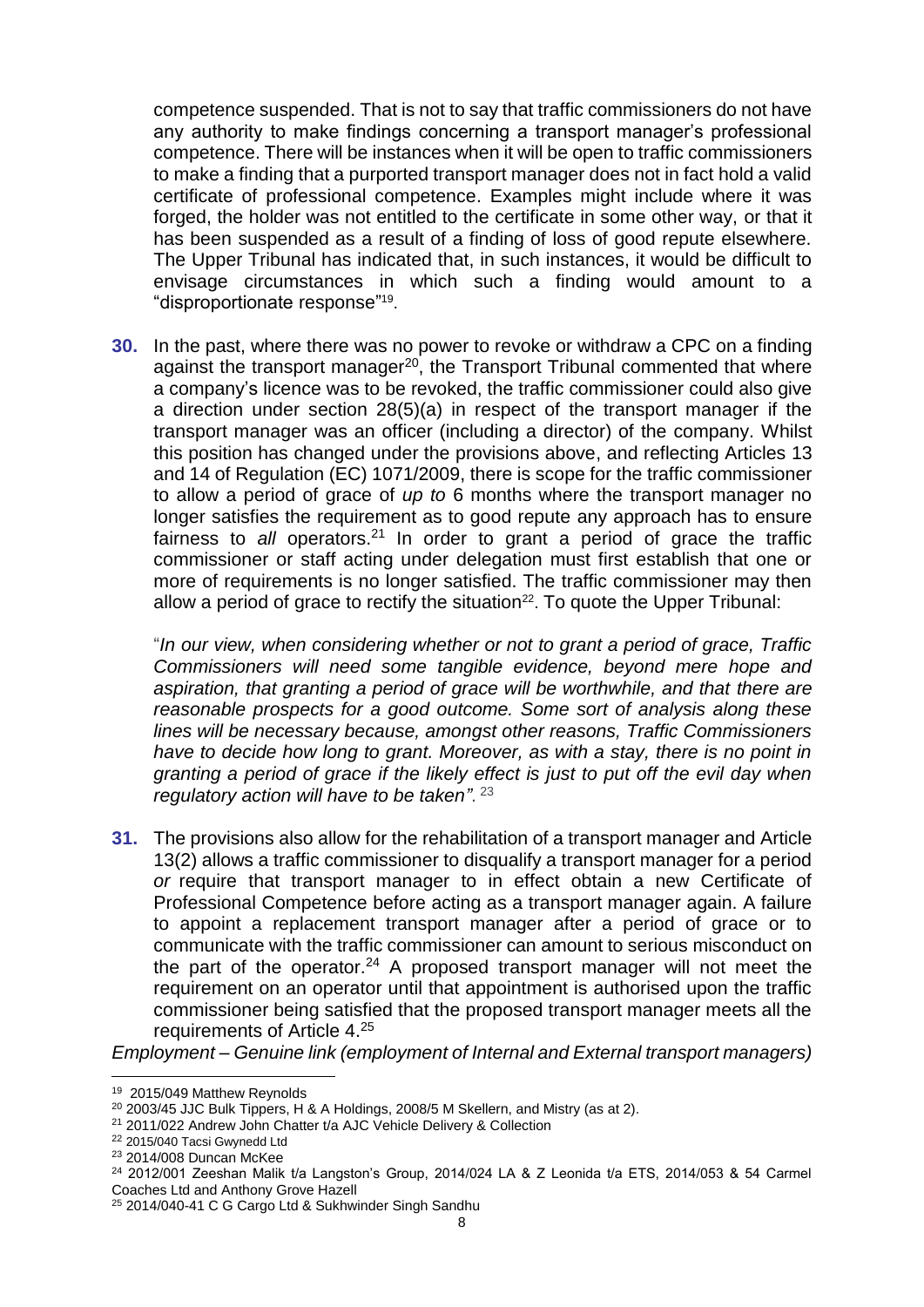competence suspended. That is not to say that traffic commissioners do not have any authority to make findings concerning a transport manager's professional competence. There will be instances when it will be open to traffic commissioners to make a finding that a purported transport manager does not in fact hold a valid certificate of professional competence. Examples might include where it was forged, the holder was not entitled to the certificate in some other way, or that it has been suspended as a result of a finding of loss of good repute elsewhere. The Upper Tribunal has indicated that, in such instances, it would be difficult to envisage circumstances in which such a finding would amount to a "disproportionate response"[19].

**30.** In the past, where there was no power to revoke or withdraw a CPC on a finding against the transport manager[20], the Transport Tribunal commented that where a company's licence was to be revoked, the traffic commissioner could also give a direction under section 28(5)(a) in respect of the transport manager if the transport manager was an officer (including a director) of the company. Whilst this position has changed under the provisions above, and reflecting Articles 13 and 14 of Regulation (EC) 1071/2009, there is scope for the traffic commissioner to allow a period of grace of *up to* 6 months where the transport manager no longer satisfies the requirement as to good repute any approach has to ensure fairness to *all* operators.[21] In order to grant a period of grace the traffic commissioner or staff acting under delegation must first establish that one or more of requirements is no longer satisfied. The traffic commissioner may then allow a period of grace to rectify the situation[22]. To quote the Upper Tribunal:

"*In our view, when considering whether or not to grant a period of grace, Traffic Commissioners will need some tangible evidence, beyond mere hope and aspiration, that granting a period of grace will be worthwhile, and that there are reasonable prospects for a good outcome. Some sort of analysis along these lines will be necessary because, amongst other reasons, Traffic Commissioners have to decide how long to grant. Moreover, as with a stay, there is no point in granting a period of grace if the likely effect is just to put off the evil day when regulatory action will have to be taken".* [23]

**31.** The provisions also allow for the rehabilitation of a transport manager and Article 13(2) allows a traffic commissioner to disqualify a transport manager for a period *or* require that transport manager to in effect obtain a new Certificate of Professional Competence before acting as a transport manager again. A failure to appoint a replacement transport manager after a period of grace or to communicate with the traffic commissioner can amount to serious misconduct on the part of the operator.[24] A proposed transport manager will not meet the requirement on an operator until that appointment is authorised upon the traffic commissioner being satisfied that the proposed transport manager meets all the requirements of Article 4.[25]

*Employment – Genuine link (employment of Internal and External transport managers)*

---

[19] 2015/049 Matthew Reynolds

[20] 2003/45 JJC Bulk Tippers, H & A Holdings, 2008/5 M Skellern, and Mistry (as at 2).

[21] 2011/022 Andrew John Chatter t/a AJC Vehicle Delivery & Collection

[22] 2015/040 Tacsi Gwynedd Ltd

[23] 2014/008 Duncan McKee

[24] 2012/001 Zeeshan Malik t/a Langston's Group, 2014/024 LA & Z Leonida t/a ETS, 2014/053 & 54 Carmel Coaches Ltd and Anthony Grove Hazell

[25] 2014/040-41 C G Cargo Ltd & Sukhwinder Singh Sandhu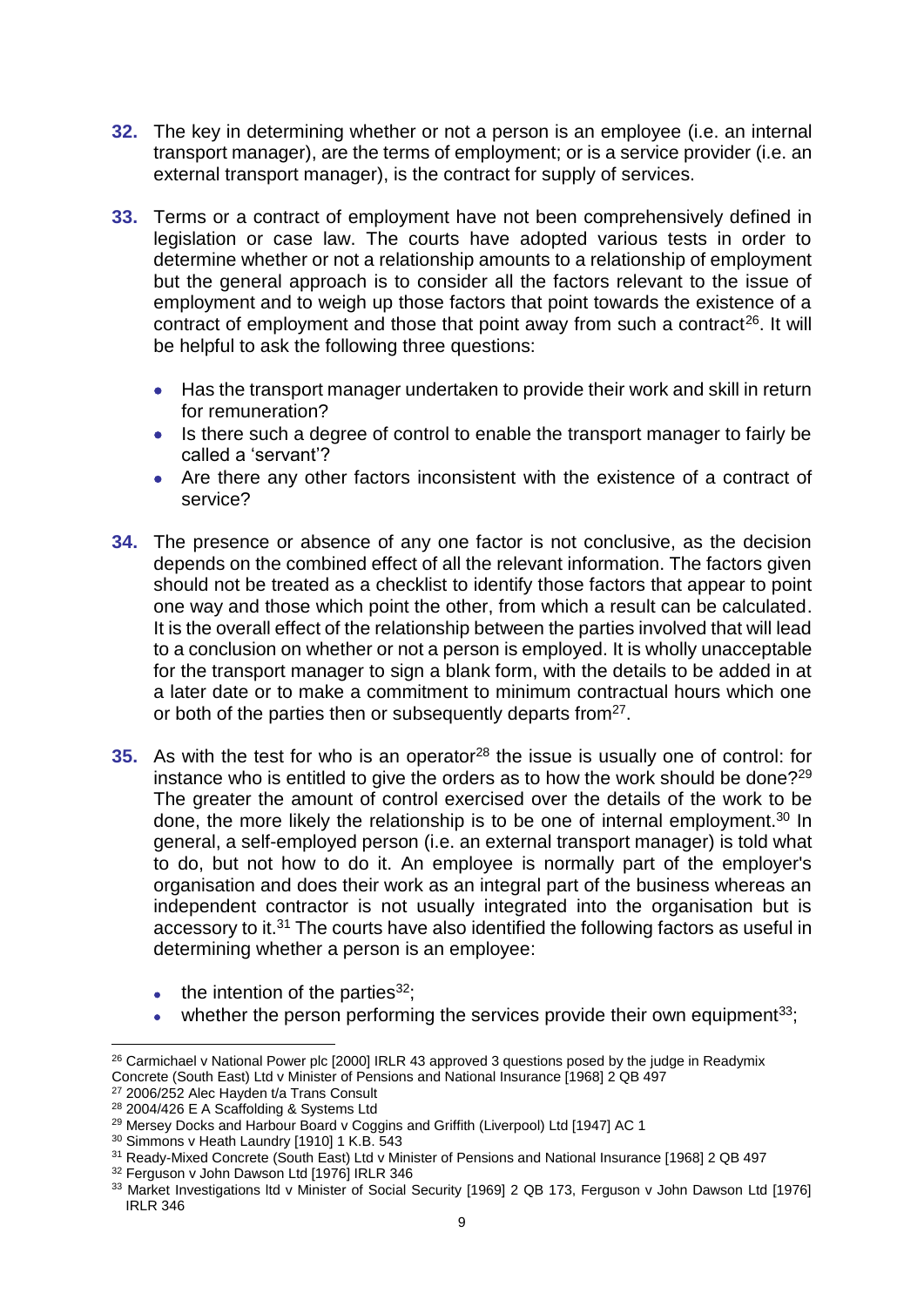**32.** The key in determining whether or not a person is an employee (i.e. an internal transport manager), are the terms of employment; or is a service provider (i.e. an external transport manager), is the contract for supply of services.

**33.** Terms or a contract of employment have not been comprehensively defined in legislation or case law. The courts have adopted various tests in order to determine whether or not a relationship amounts to a relationship of employment but the general approach is to consider all the factors relevant to the issue of employment and to weigh up those factors that point towards the existence of a contract of employment and those that point away from such a contract[26]. It will be helpful to ask the following three questions:

- Has the transport manager undertaken to provide their work and skill in return for remuneration?
- Is there such a degree of control to enable the transport manager to fairly be called a 'servant'?
- Are there any other factors inconsistent with the existence of a contract of service?

**34.** The presence or absence of any one factor is not conclusive, as the decision depends on the combined effect of all the relevant information. The factors given should not be treated as a checklist to identify those factors that appear to point one way and those which point the other, from which a result can be calculated. It is the overall effect of the relationship between the parties involved that will lead to a conclusion on whether or not a person is employed. It is wholly unacceptable for the transport manager to sign a blank form, with the details to be added in at a later date or to make a commitment to minimum contractual hours which one or both of the parties then or subsequently departs from[27].

**35.** As with the test for who is an operator[28] the issue is usually one of control: for instance who is entitled to give the orders as to how the work should be done?[29] The greater the amount of control exercised over the details of the work to be done, the more likely the relationship is to be one of internal employment.[30] In general, a self-employed person (i.e. an external transport manager) is told what to do, but not how to do it. An employee is normally part of the employer's organisation and does their work as an integral part of the business whereas an independent contractor is not usually integrated into the organisation but is accessory to it.[31] The courts have also identified the following factors as useful in determining whether a person is an employee:

- the intention of the parties[32];
- whether the person performing the services provide their own equipment[33];

---

[26] Carmichael v National Power plc [2000] IRLR 43 approved 3 questions posed by the judge in Readymix Concrete (South East) Ltd v Minister of Pensions and National Insurance [1968] 2 QB 497

[27] 2006/252 Alec Hayden t/a Trans Consult

[28] 2004/426 E A Scaffolding & Systems Ltd

[29] Mersey Docks and Harbour Board v Coggins and Griffith (Liverpool) Ltd [1947] AC 1

[30] Simmons v Heath Laundry [1910] 1 K.B. 543

[31] Ready-Mixed Concrete (South East) Ltd v Minister of Pensions and National Insurance [1968] 2 QB 497

[32] Ferguson v John Dawson Ltd [1976] IRLR 346

[33] Market Investigations ltd v Minister of Social Security [1969] 2 QB 173, Ferguson v John Dawson Ltd [1976] IRLR 346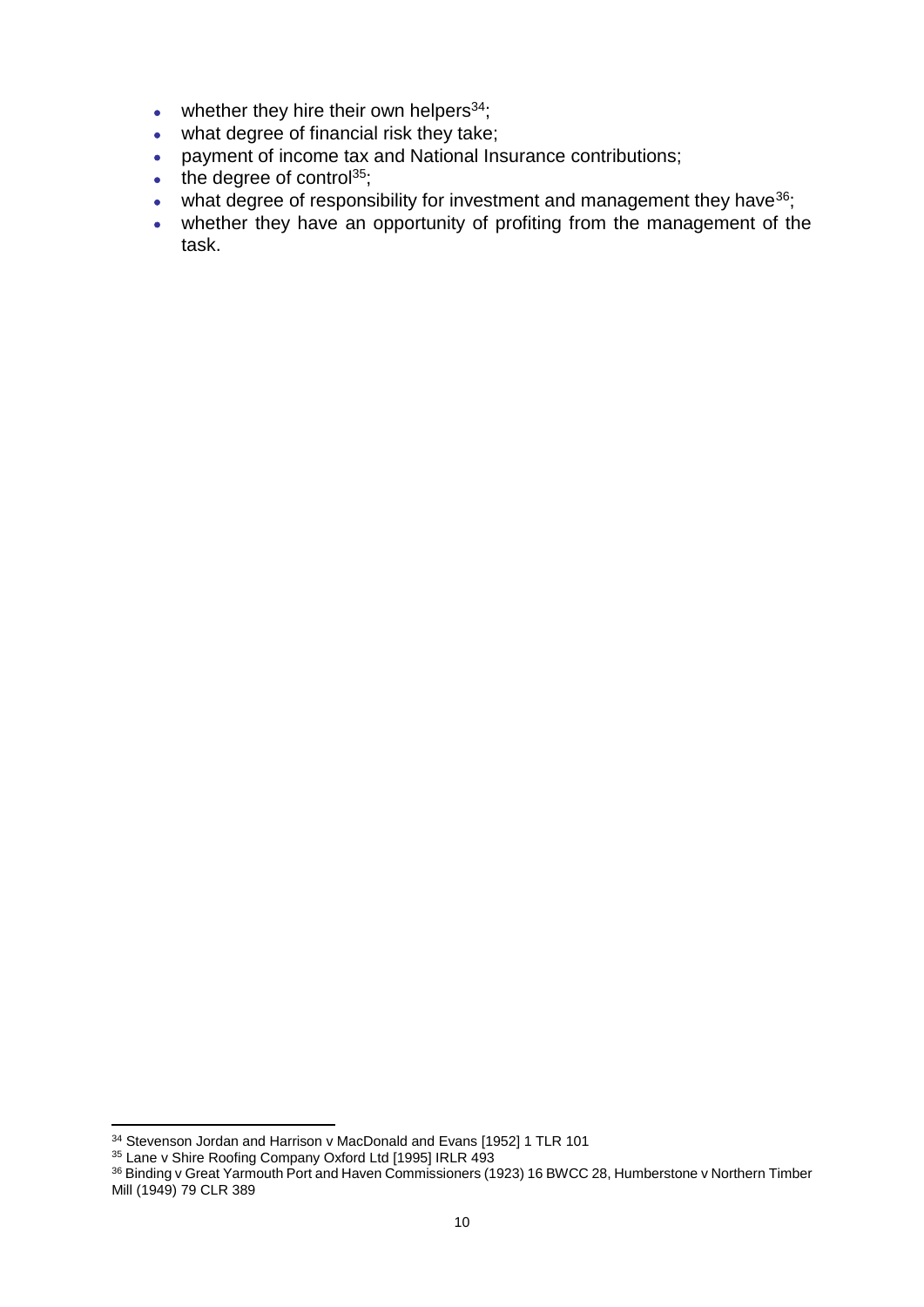- whether they hire their own helpers[34];
- what degree of financial risk they take;
- payment of income tax and National Insurance contributions;
- the degree of control[35];
- what degree of responsibility for investment and management they have[36];
- whether they have an opportunity of profiting from the management of the task.

---

[34] Stevenson Jordan and Harrison v MacDonald and Evans [1952] 1 TLR 101

[35] Lane v Shire Roofing Company Oxford Ltd [1995] IRLR 493

[36] Binding v Great Yarmouth Port and Haven Commissioners (1923) 16 BWCC 28, Humberstone v Northern Timber Mill (1949) 79 CLR 389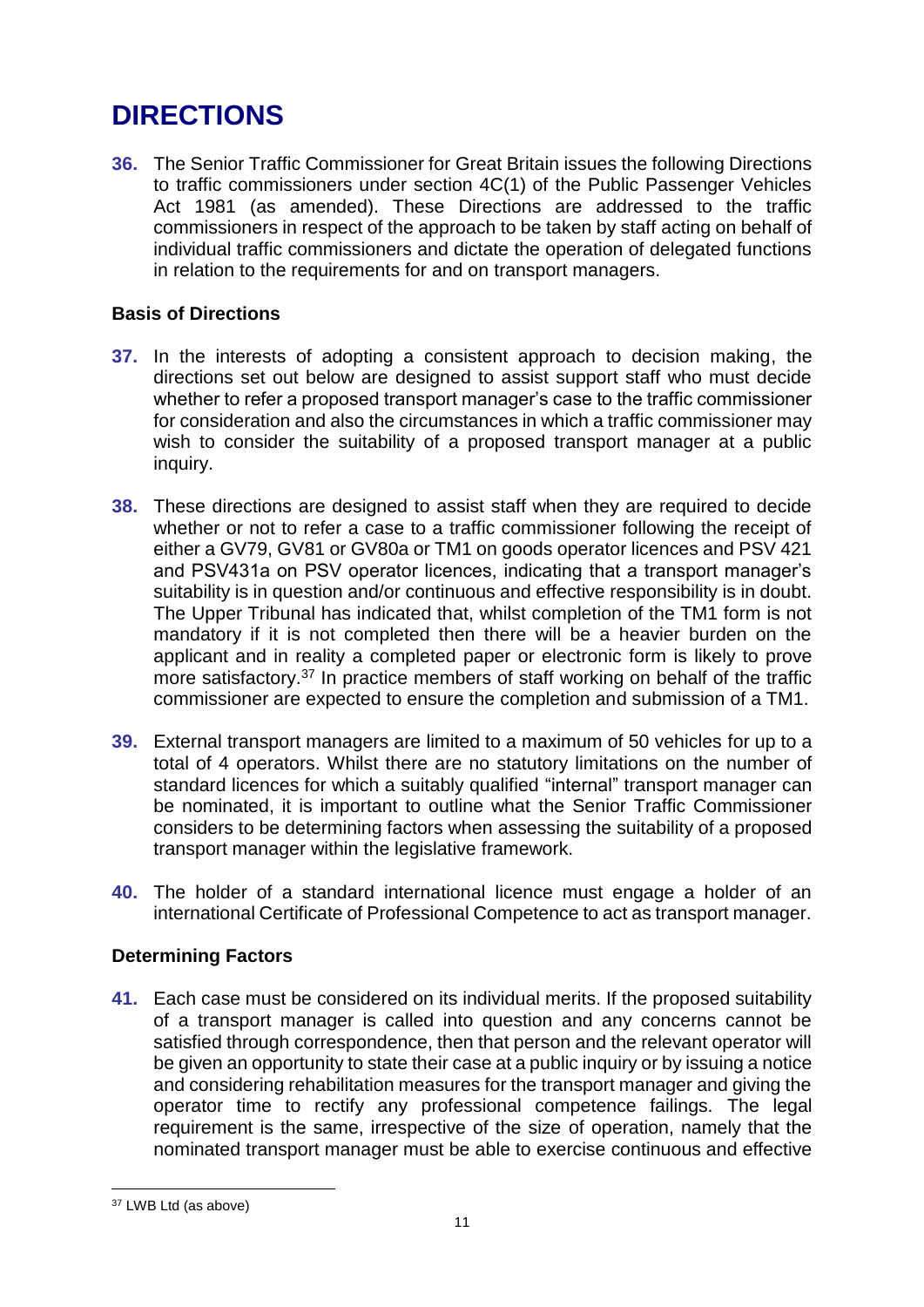# DIRECTIONS

**36.** The Senior Traffic Commissioner for Great Britain issues the following Directions to traffic commissioners under section 4C(1) of the Public Passenger Vehicles Act 1981 (as amended). These Directions are addressed to the traffic commissioners in respect of the approach to be taken by staff acting on behalf of individual traffic commissioners and dictate the operation of delegated functions in relation to the requirements for and on transport managers.

### Basis of Directions

**37.** In the interests of adopting a consistent approach to decision making, the directions set out below are designed to assist support staff who must decide whether to refer a proposed transport manager's case to the traffic commissioner for consideration and also the circumstances in which a traffic commissioner may wish to consider the suitability of a proposed transport manager at a public inquiry.

**38.** These directions are designed to assist staff when they are required to decide whether or not to refer a case to a traffic commissioner following the receipt of either a GV79, GV81 or GV80a or TM1 on goods operator licences and PSV 421 and PSV431a on PSV operator licences, indicating that a transport manager's suitability is in question and/or continuous and effective responsibility is in doubt. The Upper Tribunal has indicated that, whilst completion of the TM1 form is not mandatory if it is not completed then there will be a heavier burden on the applicant and in reality a completed paper or electronic form is likely to prove more satisfactory.[37] In practice members of staff working on behalf of the traffic commissioner are expected to ensure the completion and submission of a TM1.

**39.** External transport managers are limited to a maximum of 50 vehicles for up to a total of 4 operators. Whilst there are no statutory limitations on the number of standard licences for which a suitably qualified "internal" transport manager can be nominated, it is important to outline what the Senior Traffic Commissioner considers to be determining factors when assessing the suitability of a proposed transport manager within the legislative framework.

**40.** The holder of a standard international licence must engage a holder of an international Certificate of Professional Competence to act as transport manager.

### Determining Factors

**41.** Each case must be considered on its individual merits. If the proposed suitability of a transport manager is called into question and any concerns cannot be satisfied through correspondence, then that person and the relevant operator will be given an opportunity to state their case at a public inquiry or by issuing a notice and considering rehabilitation measures for the transport manager and giving the operator time to rectify any professional competence failings. The legal requirement is the same, irrespective of the size of operation, namely that the nominated transport manager must be able to exercise continuous and effective

---

[37] LWB Ltd (as above)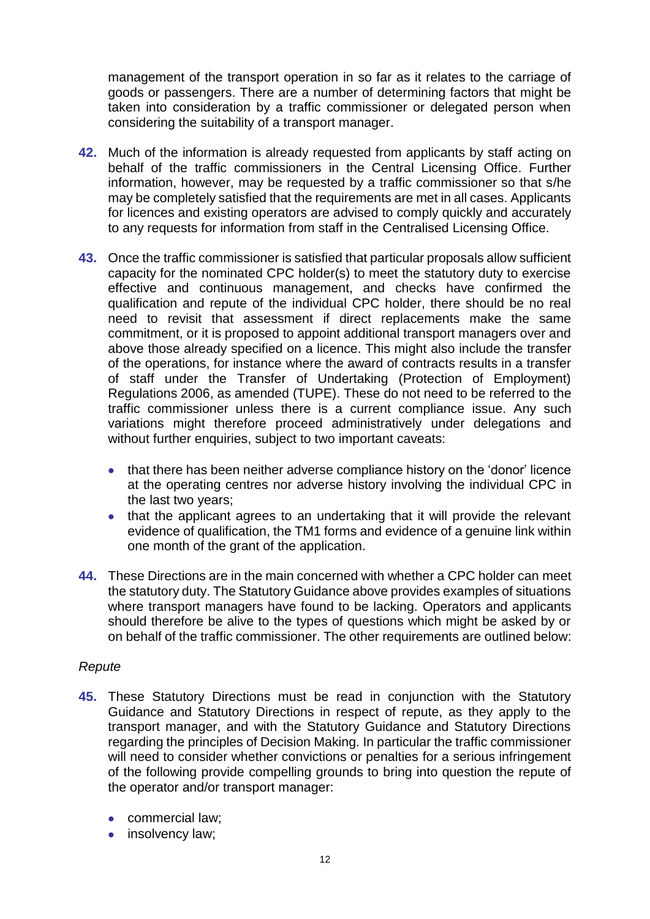management of the transport operation in so far as it relates to the carriage of goods or passengers. There are a number of determining factors that might be taken into consideration by a traffic commissioner or delegated person when considering the suitability of a transport manager.

**42.** Much of the information is already requested from applicants by staff acting on behalf of the traffic commissioners in the Central Licensing Office. Further information, however, may be requested by a traffic commissioner so that s/he may be completely satisfied that the requirements are met in all cases. Applicants for licences and existing operators are advised to comply quickly and accurately to any requests for information from staff in the Centralised Licensing Office.

**43.** Once the traffic commissioner is satisfied that particular proposals allow sufficient capacity for the nominated CPC holder(s) to meet the statutory duty to exercise effective and continuous management, and checks have confirmed the qualification and repute of the individual CPC holder, there should be no real need to revisit that assessment if direct replacements make the same commitment, or it is proposed to appoint additional transport managers over and above those already specified on a licence. This might also include the transfer of the operations, for instance where the award of contracts results in a transfer of staff under the Transfer of Undertaking (Protection of Employment) Regulations 2006, as amended (TUPE). These do not need to be referred to the traffic commissioner unless there is a current compliance issue. Any such variations might therefore proceed administratively under delegations and without further enquiries, subject to two important caveats:

- that there has been neither adverse compliance history on the 'donor' licence at the operating centres nor adverse history involving the individual CPC in the last two years;
- that the applicant agrees to an undertaking that it will provide the relevant evidence of qualification, the TM1 forms and evidence of a genuine link within one month of the grant of the application.

**44.** These Directions are in the main concerned with whether a CPC holder can meet the statutory duty. The Statutory Guidance above provides examples of situations where transport managers have found to be lacking. Operators and applicants should therefore be alive to the types of questions which might be asked by or on behalf of the traffic commissioner. The other requirements are outlined below:

*Repute*

**45.** These Statutory Directions must be read in conjunction with the Statutory Guidance and Statutory Directions in respect of repute, as they apply to the transport manager, and with the Statutory Guidance and Statutory Directions regarding the principles of Decision Making. In particular the traffic commissioner will need to consider whether convictions or penalties for a serious infringement of the following provide compelling grounds to bring into question the repute of the operator and/or transport manager:

- commercial law;
- insolvency law;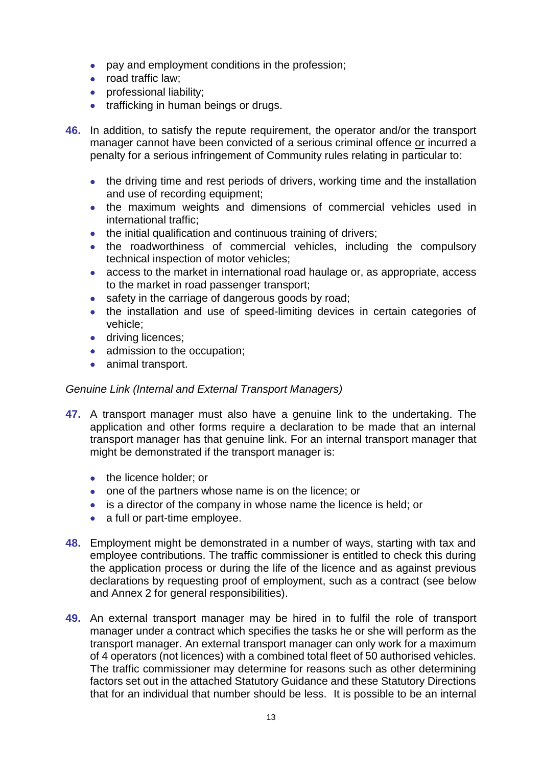- pay and employment conditions in the profession;
- road traffic law;
- professional liability;
- trafficking in human beings or drugs.

**46.** In addition, to satisfy the repute requirement, the operator and/or the transport manager cannot have been convicted of a serious criminal offence <u>or</u> incurred a penalty for a serious infringement of Community rules relating in particular to:

- the driving time and rest periods of drivers, working time and the installation and use of recording equipment;
- the maximum weights and dimensions of commercial vehicles used in international traffic;
- the initial qualification and continuous training of drivers;
- the roadworthiness of commercial vehicles, including the compulsory technical inspection of motor vehicles;
- access to the market in international road haulage or, as appropriate, access to the market in road passenger transport;
- safety in the carriage of dangerous goods by road;
- the installation and use of speed-limiting devices in certain categories of vehicle;
- driving licences;
- admission to the occupation;
- animal transport.

*Genuine Link (Internal and External Transport Managers)*

**47.** A transport manager must also have a genuine link to the undertaking. The application and other forms require a declaration to be made that an internal transport manager has that genuine link. For an internal transport manager that might be demonstrated if the transport manager is:

- the licence holder; or
- one of the partners whose name is on the licence; or
- is a director of the company in whose name the licence is held; or
- a full or part-time employee.

**48.** Employment might be demonstrated in a number of ways, starting with tax and employee contributions. The traffic commissioner is entitled to check this during the application process or during the life of the licence and as against previous declarations by requesting proof of employment, such as a contract (see below and Annex 2 for general responsibilities).

**49.** An external transport manager may be hired in to fulfil the role of transport manager under a contract which specifies the tasks he or she will perform as the transport manager. An external transport manager can only work for a maximum of 4 operators (not licences) with a combined total fleet of 50 authorised vehicles. The traffic commissioner may determine for reasons such as other determining factors set out in the attached Statutory Guidance and these Statutory Directions that for an individual that number should be less. It is possible to be an internal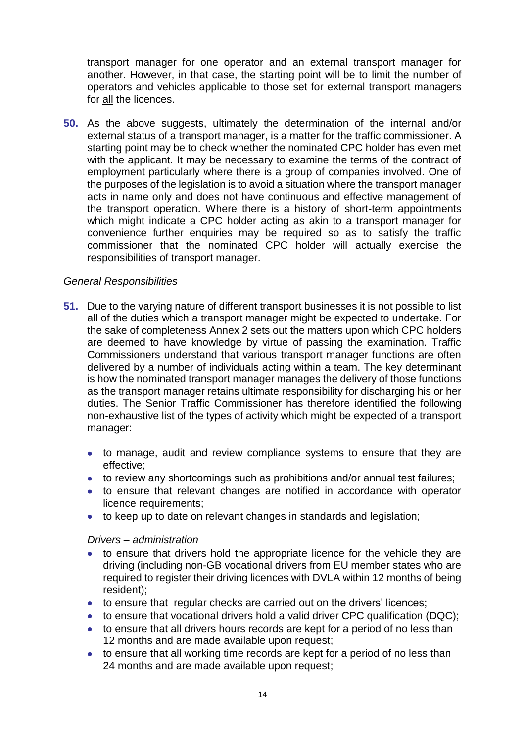transport manager for one operator and an external transport manager for another. However, in that case, the starting point will be to limit the number of operators and vehicles applicable to those set for external transport managers for all the licences.

**50.** As the above suggests, ultimately the determination of the internal and/or external status of a transport manager, is a matter for the traffic commissioner. A starting point may be to check whether the nominated CPC holder has even met with the applicant. It may be necessary to examine the terms of the contract of employment particularly where there is a group of companies involved. One of the purposes of the legislation is to avoid a situation where the transport manager acts in name only and does not have continuous and effective management of the transport operation. Where there is a history of short-term appointments which might indicate a CPC holder acting as akin to a transport manager for convenience further enquiries may be required so as to satisfy the traffic commissioner that the nominated CPC holder will actually exercise the responsibilities of transport manager.

*General Responsibilities*

**51.** Due to the varying nature of different transport businesses it is not possible to list all of the duties which a transport manager might be expected to undertake. For the sake of completeness Annex 2 sets out the matters upon which CPC holders are deemed to have knowledge by virtue of passing the examination. Traffic Commissioners understand that various transport manager functions are often delivered by a number of individuals acting within a team. The key determinant is how the nominated transport manager manages the delivery of those functions as the transport manager retains ultimate responsibility for discharging his or her duties. The Senior Traffic Commissioner has therefore identified the following non-exhaustive list of the types of activity which might be expected of a transport manager:

- to manage, audit and review compliance systems to ensure that they are effective;
- to review any shortcomings such as prohibitions and/or annual test failures;
- to ensure that relevant changes are notified in accordance with operator licence requirements;
- to keep up to date on relevant changes in standards and legislation;

*Drivers – administration*

- to ensure that drivers hold the appropriate licence for the vehicle they are driving (including non-GB vocational drivers from EU member states who are required to register their driving licences with DVLA within 12 months of being resident);
- to ensure that regular checks are carried out on the drivers' licences;
- to ensure that vocational drivers hold a valid driver CPC qualification (DQC);
- to ensure that all drivers hours records are kept for a period of no less than 12 months and are made available upon request;
- to ensure that all working time records are kept for a period of no less than 24 months and are made available upon request;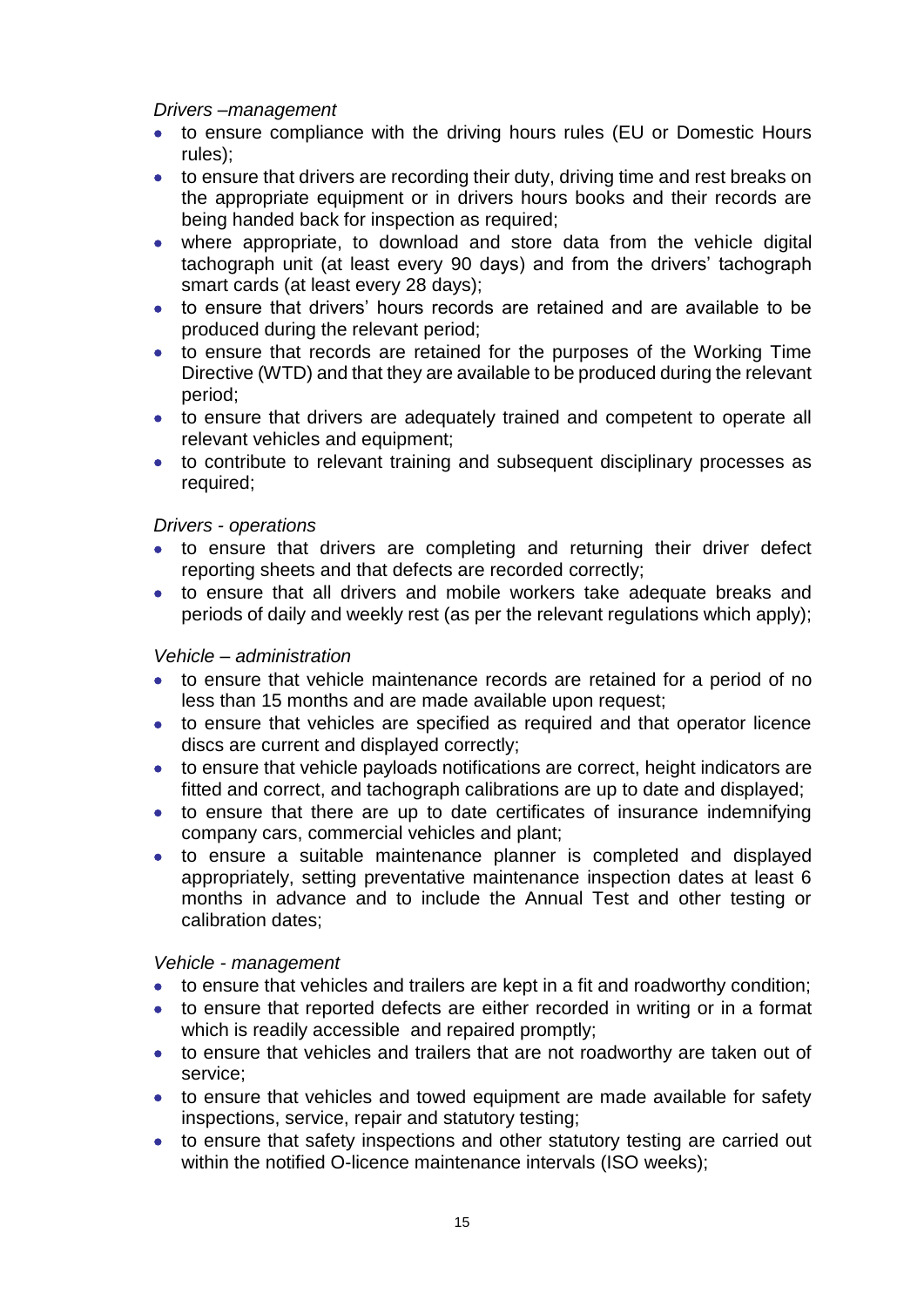*Drivers –management*

- to ensure compliance with the driving hours rules (EU or Domestic Hours rules);
- to ensure that drivers are recording their duty, driving time and rest breaks on the appropriate equipment or in drivers hours books and their records are being handed back for inspection as required;
- where appropriate, to download and store data from the vehicle digital tachograph unit (at least every 90 days) and from the drivers' tachograph smart cards (at least every 28 days);
- to ensure that drivers' hours records are retained and are available to be produced during the relevant period;
- to ensure that records are retained for the purposes of the Working Time Directive (WTD) and that they are available to be produced during the relevant period;
- to ensure that drivers are adequately trained and competent to operate all relevant vehicles and equipment;
- to contribute to relevant training and subsequent disciplinary processes as required;

*Drivers - operations*

- to ensure that drivers are completing and returning their driver defect reporting sheets and that defects are recorded correctly;
- to ensure that all drivers and mobile workers take adequate breaks and periods of daily and weekly rest (as per the relevant regulations which apply);

*Vehicle – administration*

- to ensure that vehicle maintenance records are retained for a period of no less than 15 months and are made available upon request;
- to ensure that vehicles are specified as required and that operator licence discs are current and displayed correctly;
- to ensure that vehicle payloads notifications are correct, height indicators are fitted and correct, and tachograph calibrations are up to date and displayed;
- to ensure that there are up to date certificates of insurance indemnifying company cars, commercial vehicles and plant;
- to ensure a suitable maintenance planner is completed and displayed appropriately, setting preventative maintenance inspection dates at least 6 months in advance and to include the Annual Test and other testing or calibration dates;

*Vehicle - management*

- to ensure that vehicles and trailers are kept in a fit and roadworthy condition;
- to ensure that reported defects are either recorded in writing or in a format which is readily accessible and repaired promptly;
- to ensure that vehicles and trailers that are not roadworthy are taken out of service;
- to ensure that vehicles and towed equipment are made available for safety inspections, service, repair and statutory testing;
- to ensure that safety inspections and other statutory testing are carried out within the notified O-licence maintenance intervals (ISO weeks);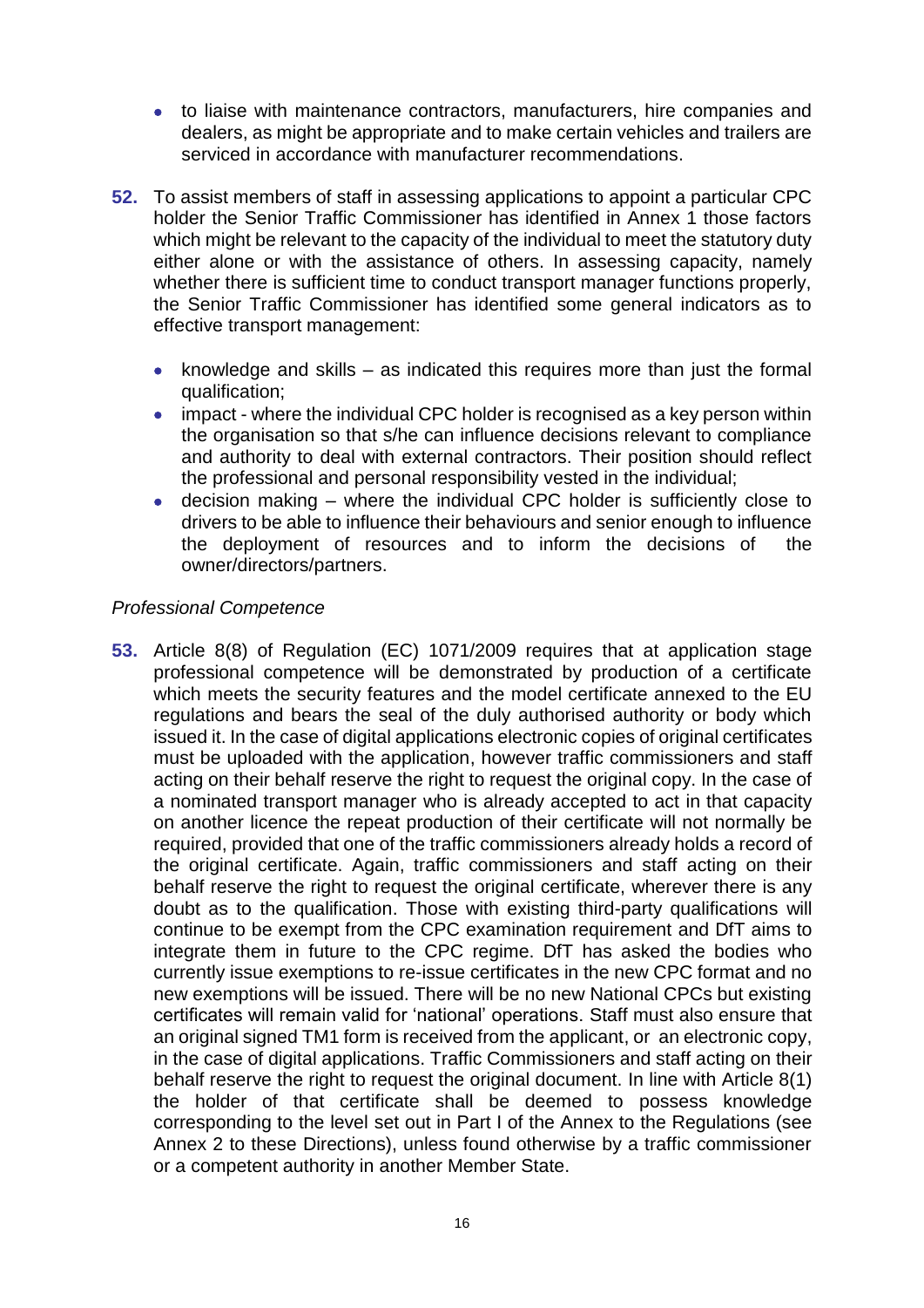- to liaise with maintenance contractors, manufacturers, hire companies and dealers, as might be appropriate and to make certain vehicles and trailers are serviced in accordance with manufacturer recommendations.

**52.** To assist members of staff in assessing applications to appoint a particular CPC holder the Senior Traffic Commissioner has identified in Annex 1 those factors which might be relevant to the capacity of the individual to meet the statutory duty either alone or with the assistance of others. In assessing capacity, namely whether there is sufficient time to conduct transport manager functions properly, the Senior Traffic Commissioner has identified some general indicators as to effective transport management:

- knowledge and skills – as indicated this requires more than just the formal qualification;
- impact - where the individual CPC holder is recognised as a key person within the organisation so that s/he can influence decisions relevant to compliance and authority to deal with external contractors. Their position should reflect the professional and personal responsibility vested in the individual;
- decision making – where the individual CPC holder is sufficiently close to drivers to be able to influence their behaviours and senior enough to influence the deployment of resources and to inform the decisions of the owner/directors/partners.

*Professional Competence*

**53.** Article 8(8) of Regulation (EC) 1071/2009 requires that at application stage professional competence will be demonstrated by production of a certificate which meets the security features and the model certificate annexed to the EU regulations and bears the seal of the duly authorised authority or body which issued it. In the case of digital applications electronic copies of original certificates must be uploaded with the application, however traffic commissioners and staff acting on their behalf reserve the right to request the original copy. In the case of a nominated transport manager who is already accepted to act in that capacity on another licence the repeat production of their certificate will not normally be required, provided that one of the traffic commissioners already holds a record of the original certificate. Again, traffic commissioners and staff acting on their behalf reserve the right to request the original certificate, wherever there is any doubt as to the qualification. Those with existing third-party qualifications will continue to be exempt from the CPC examination requirement and DfT aims to integrate them in future to the CPC regime. DfT has asked the bodies who currently issue exemptions to re-issue certificates in the new CPC format and no new exemptions will be issued. There will be no new National CPCs but existing certificates will remain valid for 'national' operations. Staff must also ensure that an original signed TM1 form is received from the applicant, or an electronic copy, in the case of digital applications. Traffic Commissioners and staff acting on their behalf reserve the right to request the original document. In line with Article 8(1) the holder of that certificate shall be deemed to possess knowledge corresponding to the level set out in Part I of the Annex to the Regulations (see Annex 2 to these Directions), unless found otherwise by a traffic commissioner or a competent authority in another Member State.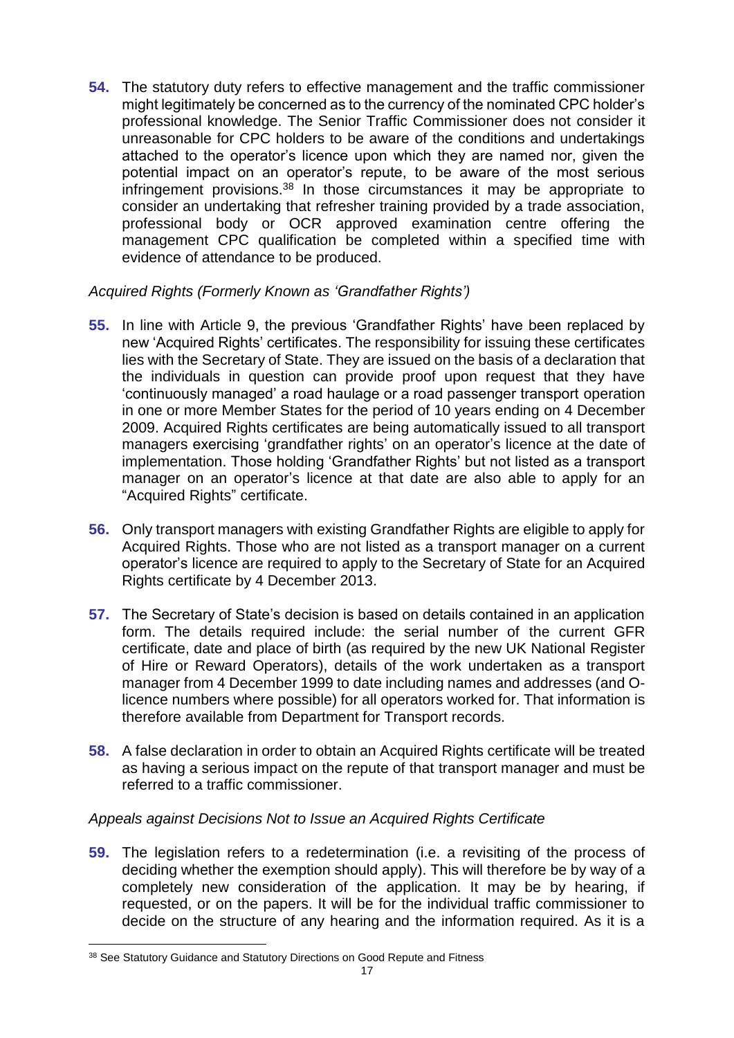**54.** The statutory duty refers to effective management and the traffic commissioner might legitimately be concerned as to the currency of the nominated CPC holder's professional knowledge. The Senior Traffic Commissioner does not consider it unreasonable for CPC holders to be aware of the conditions and undertakings attached to the operator's licence upon which they are named nor, given the potential impact on an operator's repute, to be aware of the most serious infringement provisions.[38] In those circumstances it may be appropriate to consider an undertaking that refresher training provided by a trade association, professional body or OCR approved examination centre offering the management CPC qualification be completed within a specified time with evidence of attendance to be produced.

*Acquired Rights (Formerly Known as 'Grandfather Rights')*

**55.** In line with Article 9, the previous 'Grandfather Rights' have been replaced by new 'Acquired Rights' certificates. The responsibility for issuing these certificates lies with the Secretary of State. They are issued on the basis of a declaration that the individuals in question can provide proof upon request that they have 'continuously managed' a road haulage or a road passenger transport operation in one or more Member States for the period of 10 years ending on 4 December 2009. Acquired Rights certificates are being automatically issued to all transport managers exercising 'grandfather rights' on an operator's licence at the date of implementation. Those holding 'Grandfather Rights' but not listed as a transport manager on an operator's licence at that date are also able to apply for an "Acquired Rights" certificate.

**56.** Only transport managers with existing Grandfather Rights are eligible to apply for Acquired Rights. Those who are not listed as a transport manager on a current operator's licence are required to apply to the Secretary of State for an Acquired Rights certificate by 4 December 2013.

**57.** The Secretary of State's decision is based on details contained in an application form. The details required include: the serial number of the current GFR certificate, date and place of birth (as required by the new UK National Register of Hire or Reward Operators), details of the work undertaken as a transport manager from 4 December 1999 to date including names and addresses (and O-licence numbers where possible) for all operators worked for. That information is therefore available from Department for Transport records.

**58.** A false declaration in order to obtain an Acquired Rights certificate will be treated as having a serious impact on the repute of that transport manager and must be referred to a traffic commissioner.

*Appeals against Decisions Not to Issue an Acquired Rights Certificate*

**59.** The legislation refers to a redetermination (i.e. a revisiting of the process of deciding whether the exemption should apply). This will therefore be by way of a completely new consideration of the application. It may be by hearing, if requested, or on the papers. It will be for the individual traffic commissioner to decide on the structure of any hearing and the information required. As it is a

---

[38] See Statutory Guidance and Statutory Directions on Good Repute and Fitness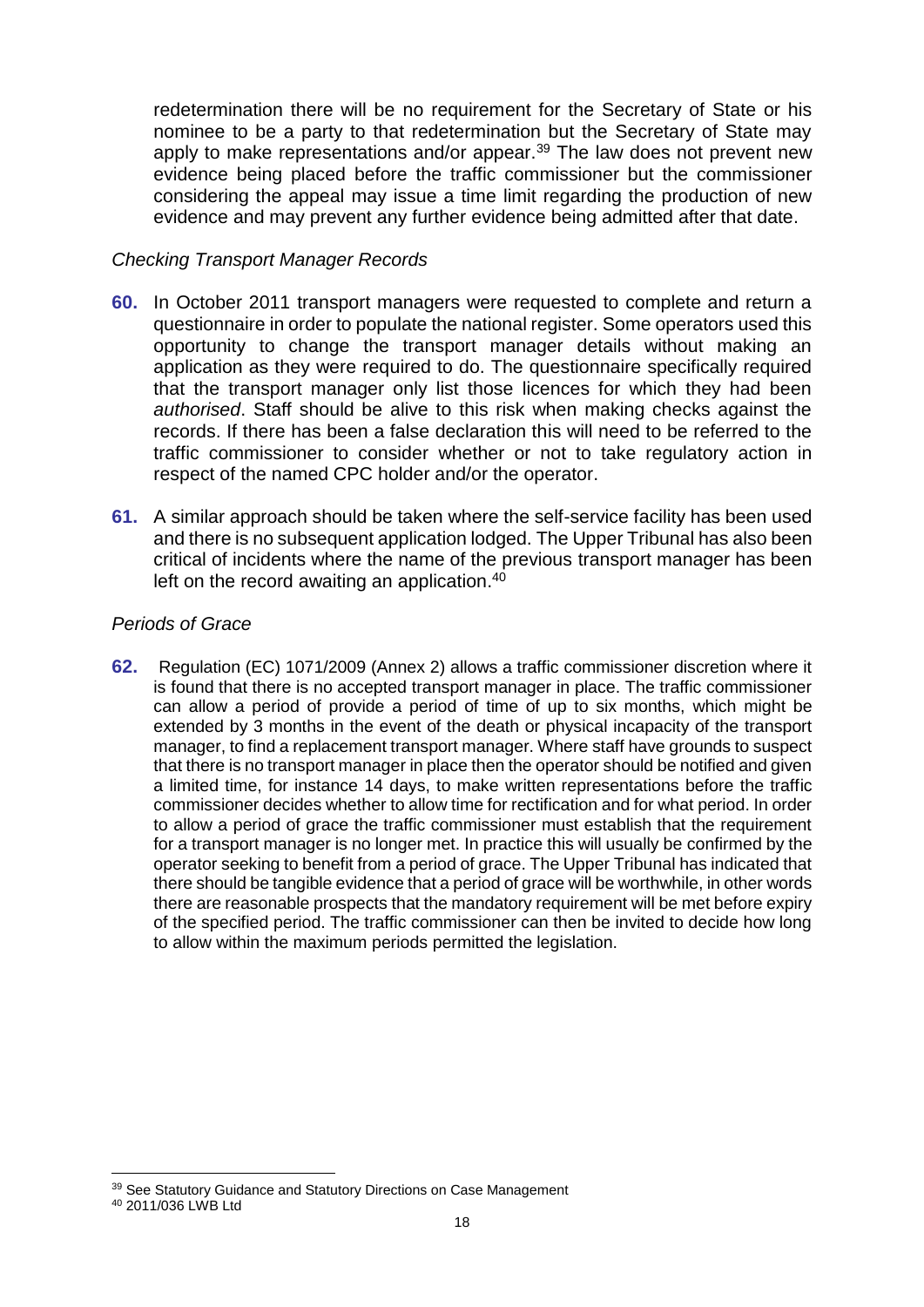redetermination there will be no requirement for the Secretary of State or his nominee to be a party to that redetermination but the Secretary of State may apply to make representations and/or appear.[39] The law does not prevent new evidence being placed before the traffic commissioner but the commissioner considering the appeal may issue a time limit regarding the production of new evidence and may prevent any further evidence being admitted after that date.

*Checking Transport Manager Records*

**60.** In October 2011 transport managers were requested to complete and return a questionnaire in order to populate the national register. Some operators used this opportunity to change the transport manager details without making an application as they were required to do. The questionnaire specifically required that the transport manager only list those licences for which they had been *authorised*. Staff should be alive to this risk when making checks against the records. If there has been a false declaration this will need to be referred to the traffic commissioner to consider whether or not to take regulatory action in respect of the named CPC holder and/or the operator.

**61.** A similar approach should be taken where the self-service facility has been used and there is no subsequent application lodged. The Upper Tribunal has also been critical of incidents where the name of the previous transport manager has been left on the record awaiting an application.[40]

*Periods of Grace*

**62.** Regulation (EC) 1071/2009 (Annex 2) allows a traffic commissioner discretion where it is found that there is no accepted transport manager in place. The traffic commissioner can allow a period of provide a period of time of up to six months, which might be extended by 3 months in the event of the death or physical incapacity of the transport manager, to find a replacement transport manager. Where staff have grounds to suspect that there is no transport manager in place then the operator should be notified and given a limited time, for instance 14 days, to make written representations before the traffic commissioner decides whether to allow time for rectification and for what period. In order to allow a period of grace the traffic commissioner must establish that the requirement for a transport manager is no longer met. In practice this will usually be confirmed by the operator seeking to benefit from a period of grace. The Upper Tribunal has indicated that there should be tangible evidence that a period of grace will be worthwhile, in other words there are reasonable prospects that the mandatory requirement will be met before expiry of the specified period. The traffic commissioner can then be invited to decide how long to allow within the maximum periods permitted the legislation.

[39] See Statutory Guidance and Statutory Directions on Case Management

[40] 2011/036 LWB Ltd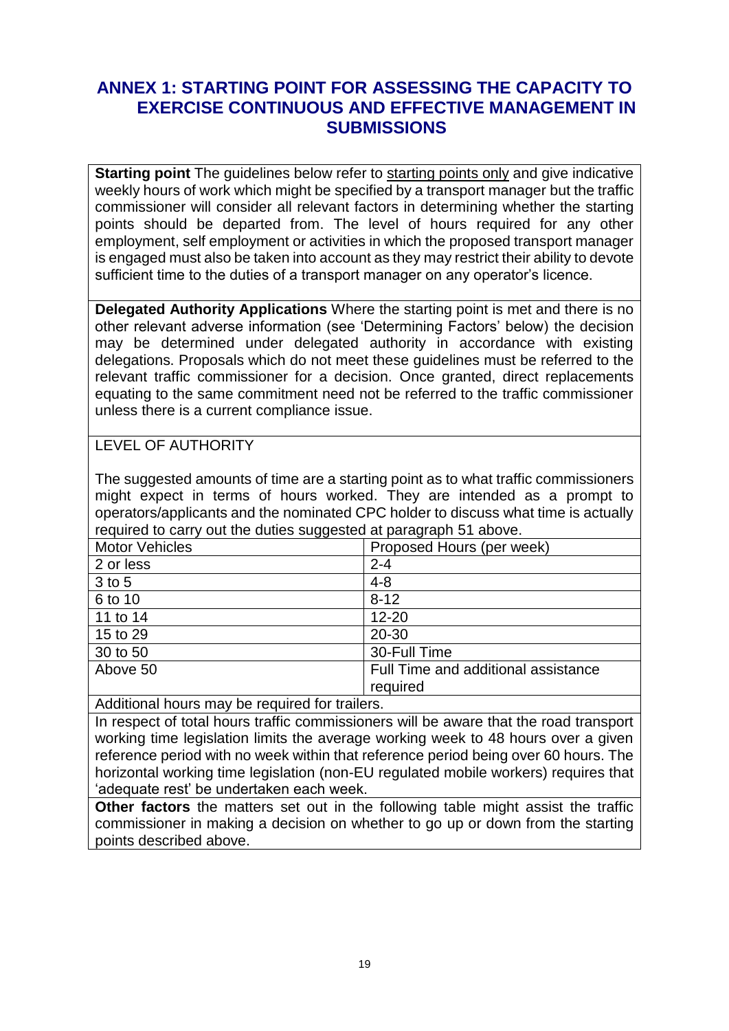## ANNEX 1: STARTING POINT FOR ASSESSING THE CAPACITY TO EXERCISE CONTINUOUS AND EFFECTIVE MANAGEMENT IN SUBMISSIONS

**Starting point** The guidelines below refer to starting points only and give indicative weekly hours of work which might be specified by a transport manager but the traffic commissioner will consider all relevant factors in determining whether the starting points should be departed from. The level of hours required for any other employment, self employment or activities in which the proposed transport manager is engaged must also be taken into account as they may restrict their ability to devote sufficient time to the duties of a transport manager on any operator's licence.

**Delegated Authority Applications** Where the starting point is met and there is no other relevant adverse information (see 'Determining Factors' below) the decision may be determined under delegated authority in accordance with existing delegations. Proposals which do not meet these guidelines must be referred to the relevant traffic commissioner for a decision. Once granted, direct replacements equating to the same commitment need not be referred to the traffic commissioner unless there is a current compliance issue.

LEVEL OF AUTHORITY

The suggested amounts of time are a starting point as to what traffic commissioners might expect in terms of hours worked. They are intended as a prompt to operators/applicants and the nominated CPC holder to discuss what time is actually required to carry out the duties suggested at paragraph 51 above.

| Motor Vehicles | Proposed Hours (per week) |
|---|---|
| 2 or less | 2-4 |
| 3 to 5 | 4-8 |
| 6 to 10 | 8-12 |
| 11 to 14 | 12-20 |
| 15 to 29 | 20-30 |
| 30 to 50 | 30-Full Time |
| Above 50 | Full Time and additional assistance required |

Additional hours may be required for trailers.

In respect of total hours traffic commissioners will be aware that the road transport working time legislation limits the average working week to 48 hours over a given reference period with no week within that reference period being over 60 hours. The horizontal working time legislation (non-EU regulated mobile workers) requires that 'adequate rest' be undertaken each week.

**Other factors** the matters set out in the following table might assist the traffic commissioner in making a decision on whether to go up or down from the starting points described above.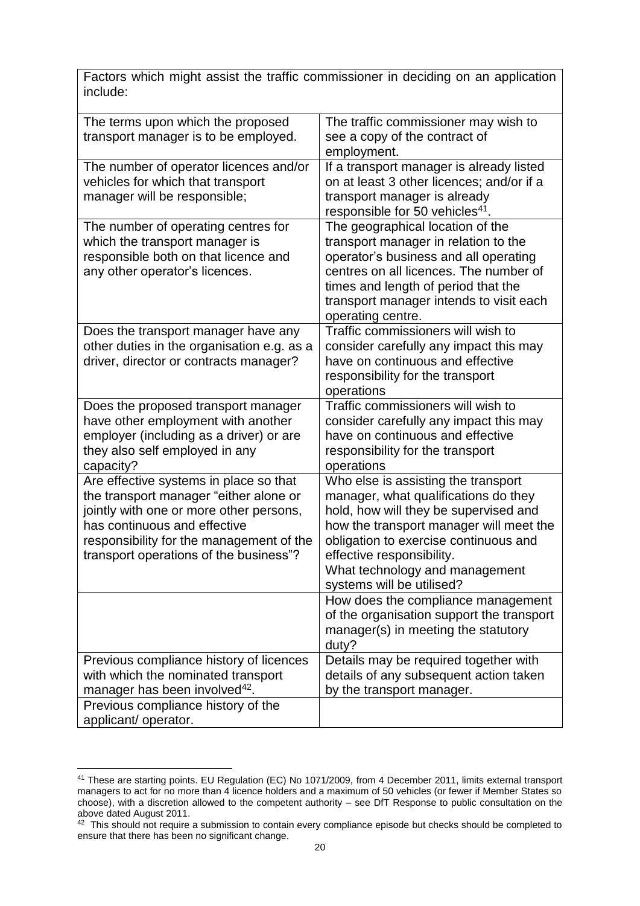| Factors which might assist the traffic commissioner in deciding on an application include: | |
|---|---|
| The terms upon which the proposed transport manager is to be employed. | The traffic commissioner may wish to see a copy of the contract of employment. |
| The number of operator licences and/or vehicles for which that transport manager will be responsible; | If a transport manager is already listed on at least 3 other licences; and/or if a transport manager is already responsible for 50 vehicles[41]. |
| The number of operating centres for which the transport manager is responsible both on that licence and any other operator's licences. | The geographical location of the transport manager in relation to the operator's business and all operating centres on all licences. The number of times and length of period that the transport manager intends to visit each operating centre. |
| Does the transport manager have any other duties in the organisation e.g. as a driver, director or contracts manager? | Traffic commissioners will wish to consider carefully any impact this may have on continuous and effective responsibility for the transport operations |
| Does the proposed transport manager have other employment with another employer (including as a driver) or are they also self employed in any capacity? | Traffic commissioners will wish to consider carefully any impact this may have on continuous and effective responsibility for the transport operations |
| Are effective systems in place so that the transport manager "either alone or jointly with one or more other persons, has continuous and effective responsibility for the management of the transport operations of the business"? | Who else is assisting the transport manager, what qualifications do they hold, how will they be supervised and how the transport manager will meet the obligation to exercise continuous and effective responsibility.<br>What technology and management systems will be utilised? |
| | How does the compliance management of the organisation support the transport manager(s) in meeting the statutory duty? |
| Previous compliance history of licences with which the nominated transport manager has been involved[42]. | Details may be required together with details of any subsequent action taken by the transport manager. |
| Previous compliance history of the applicant/ operator. | |

[41] These are starting points. EU Regulation (EC) No 1071/2009, from 4 December 2011, limits external transport managers to act for no more than 4 licence holders and a maximum of 50 vehicles (or fewer if Member States so choose), with a discretion allowed to the competent authority – see DfT Response to public consultation on the above dated August 2011.

[42] This should not require a submission to contain every compliance episode but checks should be completed to ensure that there has been no significant change.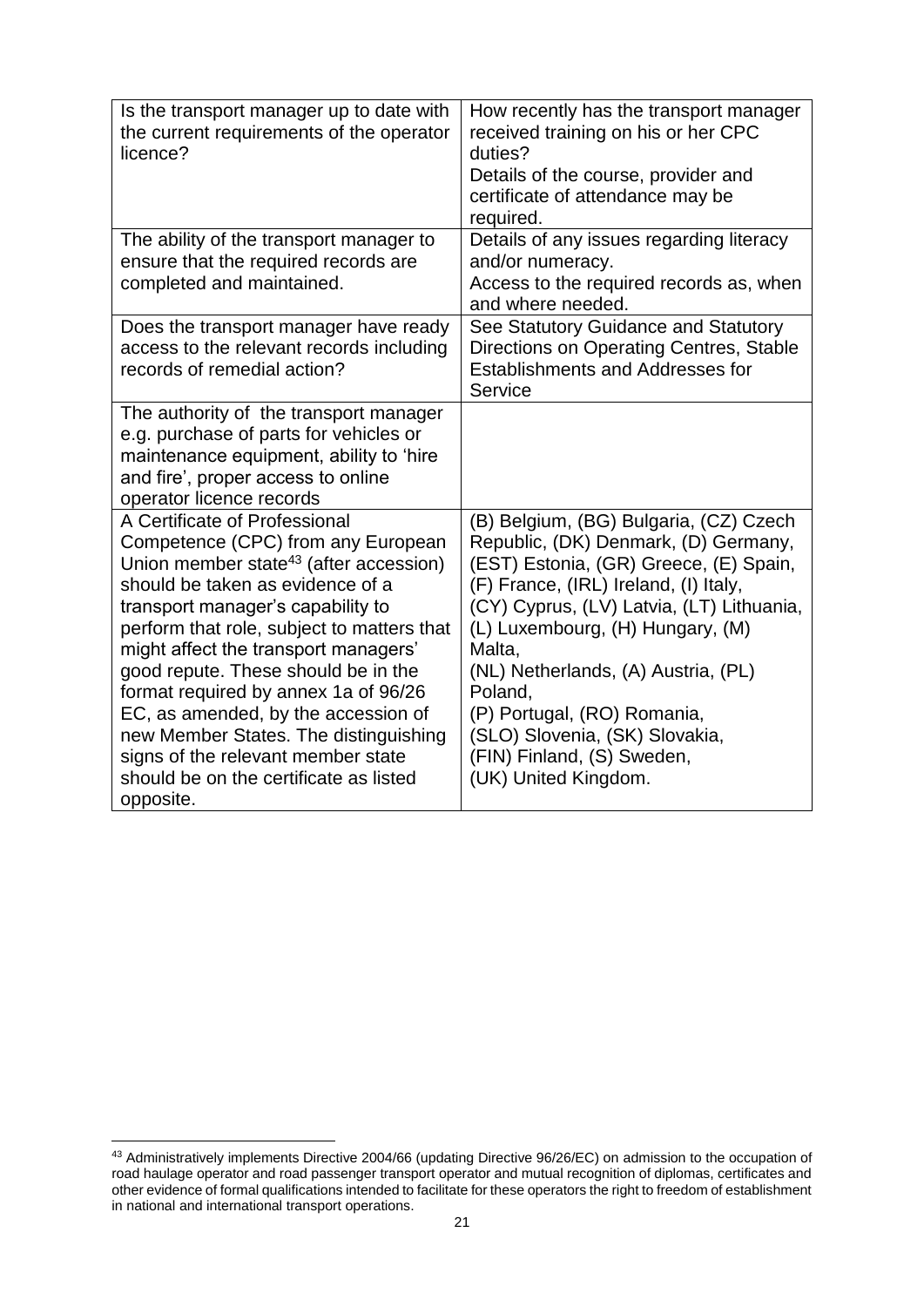| | |
|---|---|
| Is the transport manager up to date with the current requirements of the operator licence? | How recently has the transport manager received training on his or her CPC duties?<br>Details of the course, provider and certificate of attendance may be required. |
| The ability of the transport manager to ensure that the required records are completed and maintained. | Details of any issues regarding literacy and/or numeracy.<br>Access to the required records as, when and where needed. |
| Does the transport manager have ready access to the relevant records including records of remedial action? | See Statutory Guidance and Statutory Directions on Operating Centres, Stable Establishments and Addresses for Service |
| The authority of the transport manager e.g. purchase of parts for vehicles or maintenance equipment, ability to 'hire and fire', proper access to online operator licence records | |
| A Certificate of Professional Competence (CPC) from any European Union member state[43] (after accession) should be taken as evidence of a transport manager's capability to perform that role, subject to matters that might affect the transport managers' good repute. These should be in the format required by annex 1a of 96/26 EC, as amended, by the accession of new Member States. The distinguishing signs of the relevant member state should be on the certificate as listed opposite. | (B) Belgium, (BG) Bulgaria, (CZ) Czech Republic, (DK) Denmark, (D) Germany, (EST) Estonia, (GR) Greece, (E) Spain, (F) France, (IRL) Ireland, (I) Italy, (CY) Cyprus, (LV) Latvia, (LT) Lithuania, (L) Luxembourg, (H) Hungary, (M) Malta,<br>(NL) Netherlands, (A) Austria, (PL) Poland,<br>(P) Portugal, (RO) Romania,<br>(SLO) Slovenia, (SK) Slovakia,<br>(FIN) Finland, (S) Sweden,<br>(UK) United Kingdom. |

[43] Administratively implements Directive 2004/66 (updating Directive 96/26/EC) on admission to the occupation of road haulage operator and road passenger transport operator and mutual recognition of diplomas, certificates and other evidence of formal qualifications intended to facilitate for these operators the right to freedom of establishment in national and international transport operations.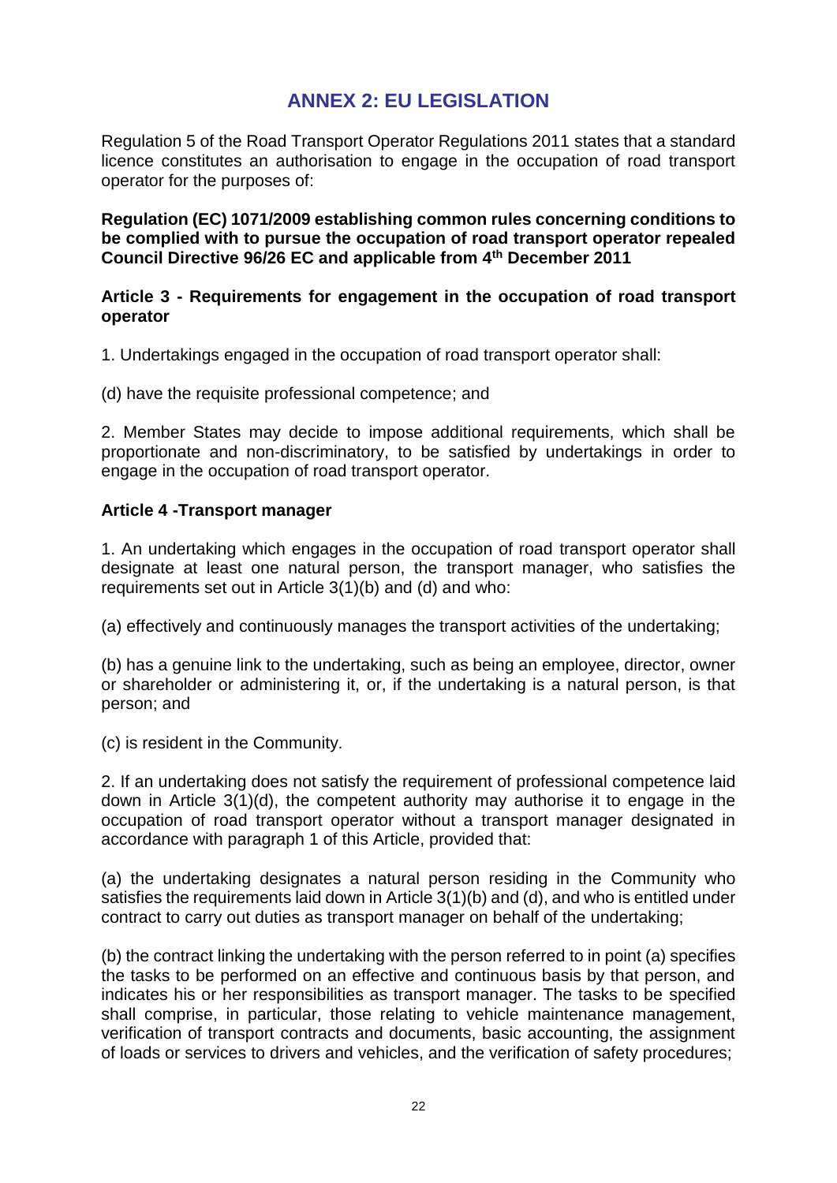## ANNEX 2: EU LEGISLATION

Regulation 5 of the Road Transport Operator Regulations 2011 states that a standard licence constitutes an authorisation to engage in the occupation of road transport operator for the purposes of:

**Regulation (EC) 1071/2009 establishing common rules concerning conditions to be complied with to pursue the occupation of road transport operator repealed Council Directive 96/26 EC and applicable from 4th December 2011**

**Article 3 - Requirements for engagement in the occupation of road transport operator**

1. Undertakings engaged in the occupation of road transport operator shall:

(d) have the requisite professional competence; and

2. Member States may decide to impose additional requirements, which shall be proportionate and non-discriminatory, to be satisfied by undertakings in order to engage in the occupation of road transport operator.

**Article 4 -Transport manager**

1. An undertaking which engages in the occupation of road transport operator shall designate at least one natural person, the transport manager, who satisfies the requirements set out in Article 3(1)(b) and (d) and who:

(a) effectively and continuously manages the transport activities of the undertaking;

(b) has a genuine link to the undertaking, such as being an employee, director, owner or shareholder or administering it, or, if the undertaking is a natural person, is that person; and

(c) is resident in the Community.

2. If an undertaking does not satisfy the requirement of professional competence laid down in Article 3(1)(d), the competent authority may authorise it to engage in the occupation of road transport operator without a transport manager designated in accordance with paragraph 1 of this Article, provided that:

(a) the undertaking designates a natural person residing in the Community who satisfies the requirements laid down in Article 3(1)(b) and (d), and who is entitled under contract to carry out duties as transport manager on behalf of the undertaking;

(b) the contract linking the undertaking with the person referred to in point (a) specifies the tasks to be performed on an effective and continuous basis by that person, and indicates his or her responsibilities as transport manager. The tasks to be specified shall comprise, in particular, those relating to vehicle maintenance management, verification of transport contracts and documents, basic accounting, the assignment of loads or services to drivers and vehicles, and the verification of safety procedures;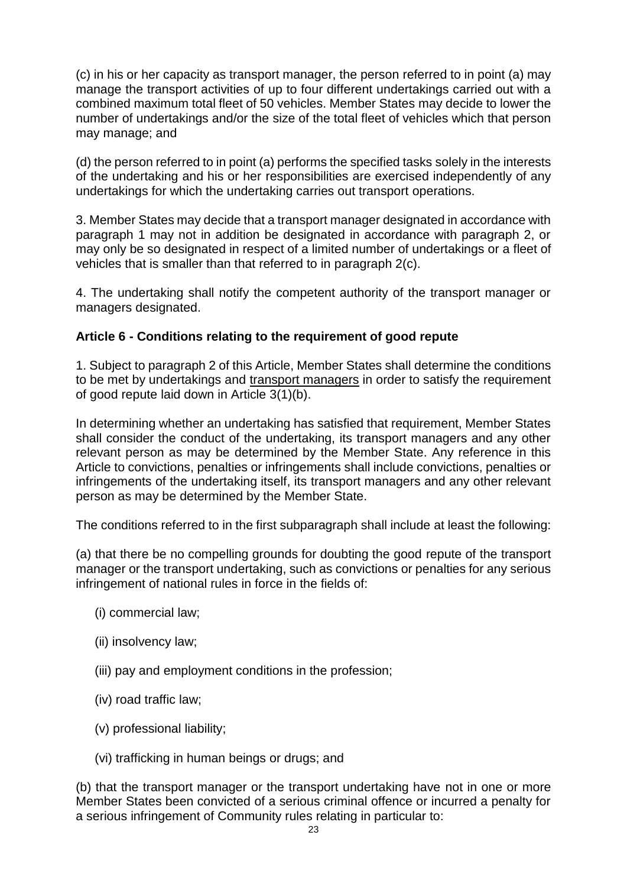(c) in his or her capacity as transport manager, the person referred to in point (a) may manage the transport activities of up to four different undertakings carried out with a combined maximum total fleet of 50 vehicles. Member States may decide to lower the number of undertakings and/or the size of the total fleet of vehicles which that person may manage; and

(d) the person referred to in point (a) performs the specified tasks solely in the interests of the undertaking and his or her responsibilities are exercised independently of any undertakings for which the undertaking carries out transport operations.

3. Member States may decide that a transport manager designated in accordance with paragraph 1 may not in addition be designated in accordance with paragraph 2, or may only be so designated in respect of a limited number of undertakings or a fleet of vehicles that is smaller than that referred to in paragraph 2(c).

4. The undertaking shall notify the competent authority of the transport manager or managers designated.

**Article 6 - Conditions relating to the requirement of good repute**

1. Subject to paragraph 2 of this Article, Member States shall determine the conditions to be met by undertakings and transport managers in order to satisfy the requirement of good repute laid down in Article 3(1)(b).

In determining whether an undertaking has satisfied that requirement, Member States shall consider the conduct of the undertaking, its transport managers and any other relevant person as may be determined by the Member State. Any reference in this Article to convictions, penalties or infringements shall include convictions, penalties or infringements of the undertaking itself, its transport managers and any other relevant person as may be determined by the Member State.

The conditions referred to in the first subparagraph shall include at least the following:

(a) that there be no compelling grounds for doubting the good repute of the transport manager or the transport undertaking, such as convictions or penalties for any serious infringement of national rules in force in the fields of:

- (i) commercial law;
- (ii) insolvency law;
- (iii) pay and employment conditions in the profession;
- (iv) road traffic law;
- (v) professional liability;
- (vi) trafficking in human beings or drugs; and

(b) that the transport manager or the transport undertaking have not in one or more Member States been convicted of a serious criminal offence or incurred a penalty for a serious infringement of Community rules relating in particular to: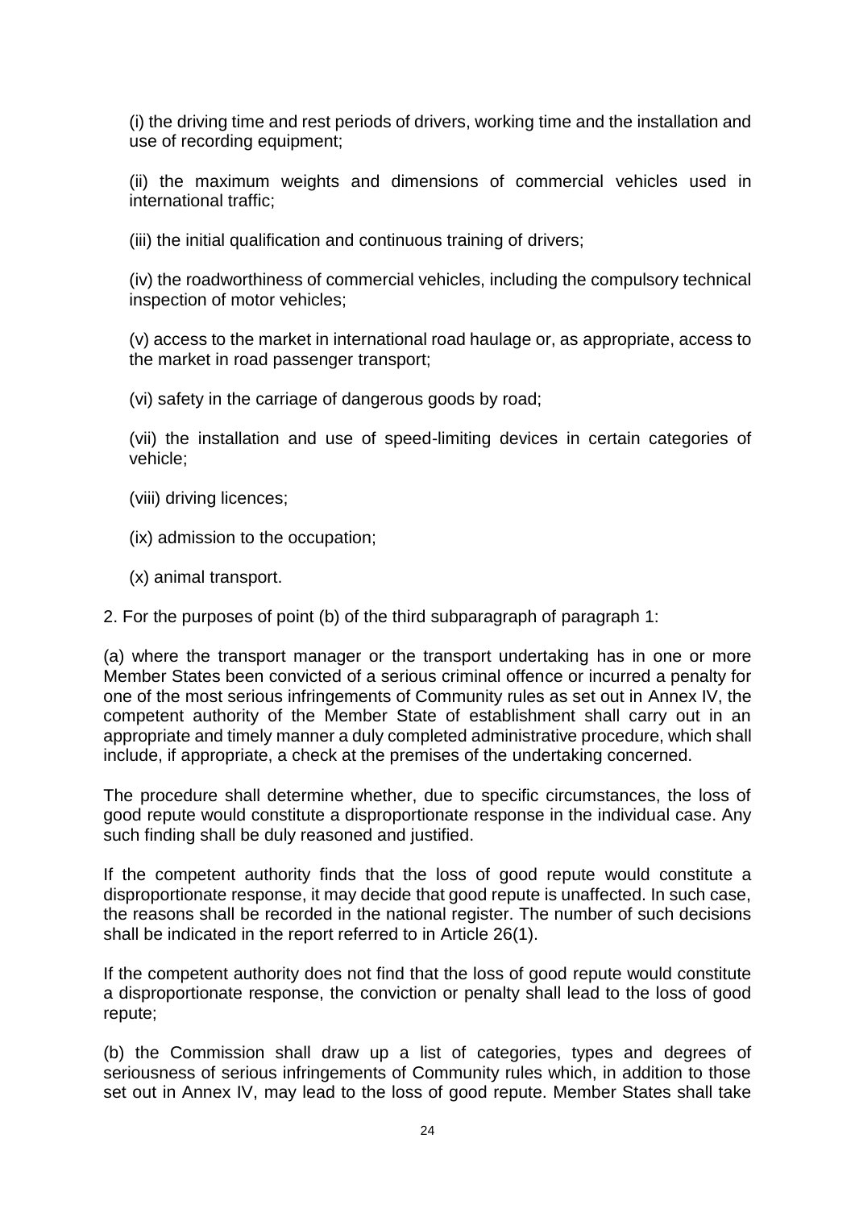(i) the driving time and rest periods of drivers, working time and the installation and use of recording equipment;

(ii) the maximum weights and dimensions of commercial vehicles used in international traffic;

(iii) the initial qualification and continuous training of drivers;

(iv) the roadworthiness of commercial vehicles, including the compulsory technical inspection of motor vehicles;

(v) access to the market in international road haulage or, as appropriate, access to the market in road passenger transport;

(vi) safety in the carriage of dangerous goods by road;

(vii) the installation and use of speed-limiting devices in certain categories of vehicle;

(viii) driving licences;

(ix) admission to the occupation;

(x) animal transport.

2. For the purposes of point (b) of the third subparagraph of paragraph 1:

(a) where the transport manager or the transport undertaking has in one or more Member States been convicted of a serious criminal offence or incurred a penalty for one of the most serious infringements of Community rules as set out in Annex IV, the competent authority of the Member State of establishment shall carry out in an appropriate and timely manner a duly completed administrative procedure, which shall include, if appropriate, a check at the premises of the undertaking concerned.

The procedure shall determine whether, due to specific circumstances, the loss of good repute would constitute a disproportionate response in the individual case. Any such finding shall be duly reasoned and justified.

If the competent authority finds that the loss of good repute would constitute a disproportionate response, it may decide that good repute is unaffected. In such case, the reasons shall be recorded in the national register. The number of such decisions shall be indicated in the report referred to in Article 26(1).

If the competent authority does not find that the loss of good repute would constitute a disproportionate response, the conviction or penalty shall lead to the loss of good repute;

(b) the Commission shall draw up a list of categories, types and degrees of seriousness of serious infringements of Community rules which, in addition to those set out in Annex IV, may lead to the loss of good repute. Member States shall take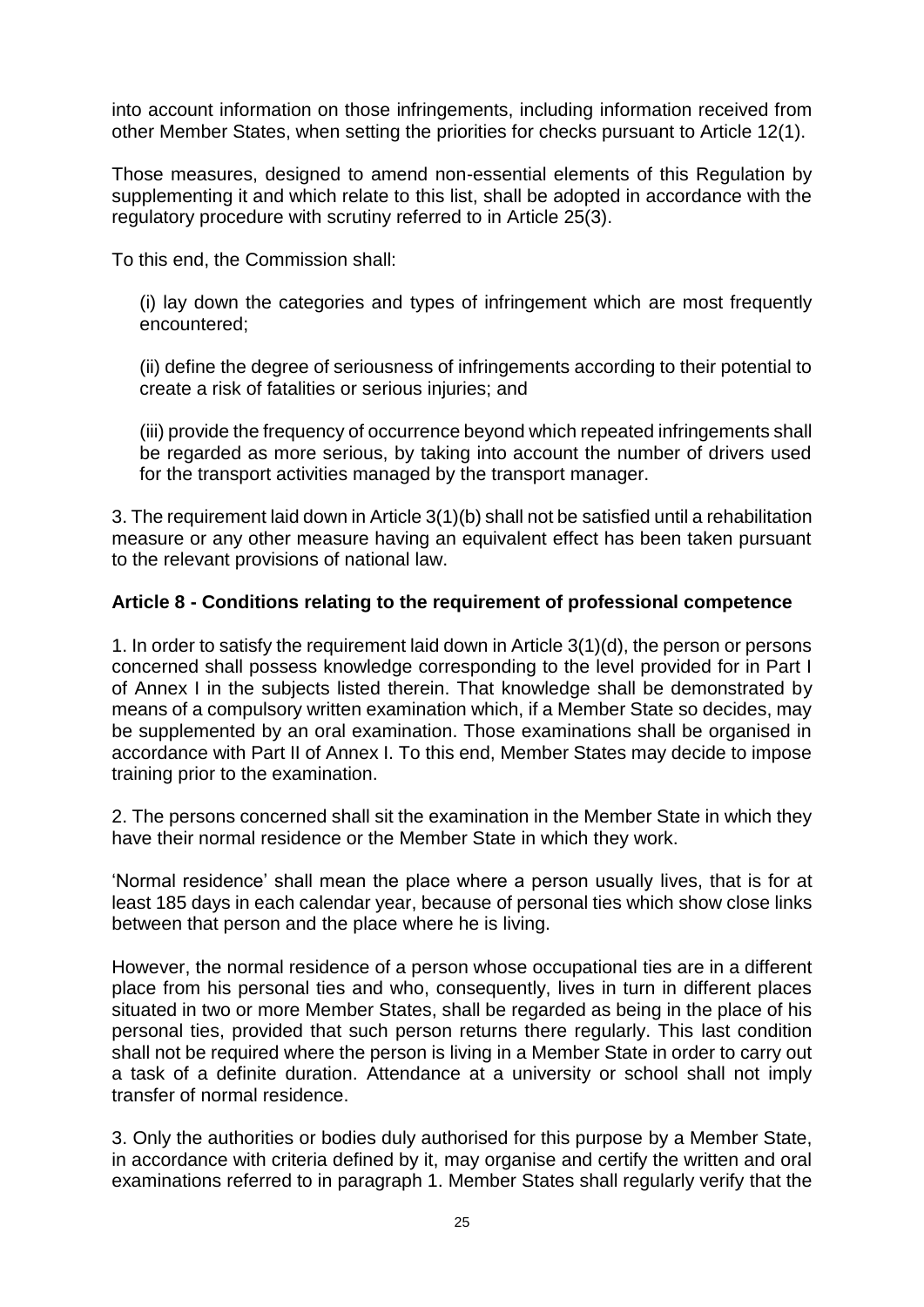into account information on those infringements, including information received from other Member States, when setting the priorities for checks pursuant to Article 12(1).

Those measures, designed to amend non-essential elements of this Regulation by supplementing it and which relate to this list, shall be adopted in accordance with the regulatory procedure with scrutiny referred to in Article 25(3).

To this end, the Commission shall:

(i) lay down the categories and types of infringement which are most frequently encountered;

(ii) define the degree of seriousness of infringements according to their potential to create a risk of fatalities or serious injuries; and

(iii) provide the frequency of occurrence beyond which repeated infringements shall be regarded as more serious, by taking into account the number of drivers used for the transport activities managed by the transport manager.

3. The requirement laid down in Article 3(1)(b) shall not be satisfied until a rehabilitation measure or any other measure having an equivalent effect has been taken pursuant to the relevant provisions of national law.

**Article 8 - Conditions relating to the requirement of professional competence**

1. In order to satisfy the requirement laid down in Article 3(1)(d), the person or persons concerned shall possess knowledge corresponding to the level provided for in Part I of Annex I in the subjects listed therein. That knowledge shall be demonstrated by means of a compulsory written examination which, if a Member State so decides, may be supplemented by an oral examination. Those examinations shall be organised in accordance with Part II of Annex I. To this end, Member States may decide to impose training prior to the examination.

2. The persons concerned shall sit the examination in the Member State in which they have their normal residence or the Member State in which they work.

'Normal residence' shall mean the place where a person usually lives, that is for at least 185 days in each calendar year, because of personal ties which show close links between that person and the place where he is living.

However, the normal residence of a person whose occupational ties are in a different place from his personal ties and who, consequently, lives in turn in different places situated in two or more Member States, shall be regarded as being in the place of his personal ties, provided that such person returns there regularly. This last condition shall not be required where the person is living in a Member State in order to carry out a task of a definite duration. Attendance at a university or school shall not imply transfer of normal residence.

3. Only the authorities or bodies duly authorised for this purpose by a Member State, in accordance with criteria defined by it, may organise and certify the written and oral examinations referred to in paragraph 1. Member States shall regularly verify that the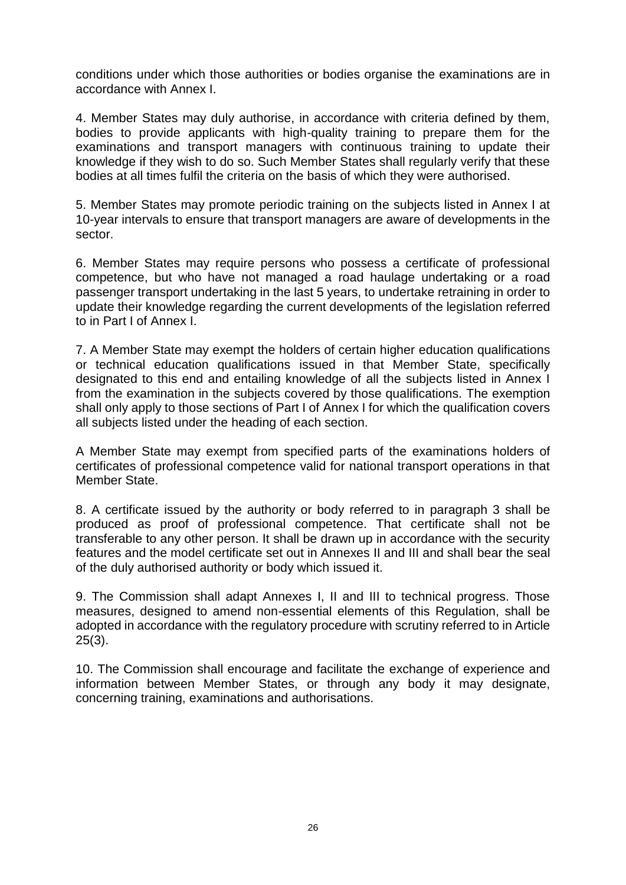conditions under which those authorities or bodies organise the examinations are in accordance with Annex I.

4. Member States may duly authorise, in accordance with criteria defined by them, bodies to provide applicants with high-quality training to prepare them for the examinations and transport managers with continuous training to update their knowledge if they wish to do so. Such Member States shall regularly verify that these bodies at all times fulfil the criteria on the basis of which they were authorised.

5. Member States may promote periodic training on the subjects listed in Annex I at 10-year intervals to ensure that transport managers are aware of developments in the sector.

6. Member States may require persons who possess a certificate of professional competence, but who have not managed a road haulage undertaking or a road passenger transport undertaking in the last 5 years, to undertake retraining in order to update their knowledge regarding the current developments of the legislation referred to in Part I of Annex I.

7. A Member State may exempt the holders of certain higher education qualifications or technical education qualifications issued in that Member State, specifically designated to this end and entailing knowledge of all the subjects listed in Annex I from the examination in the subjects covered by those qualifications. The exemption shall only apply to those sections of Part I of Annex I for which the qualification covers all subjects listed under the heading of each section.

A Member State may exempt from specified parts of the examinations holders of certificates of professional competence valid for national transport operations in that Member State.

8. A certificate issued by the authority or body referred to in paragraph 3 shall be produced as proof of professional competence. That certificate shall not be transferable to any other person. It shall be drawn up in accordance with the security features and the model certificate set out in Annexes II and III and shall bear the seal of the duly authorised authority or body which issued it.

9. The Commission shall adapt Annexes I, II and III to technical progress. Those measures, designed to amend non-essential elements of this Regulation, shall be adopted in accordance with the regulatory procedure with scrutiny referred to in Article 25(3).

10. The Commission shall encourage and facilitate the exchange of experience and information between Member States, or through any body it may designate, concerning training, examinations and authorisations.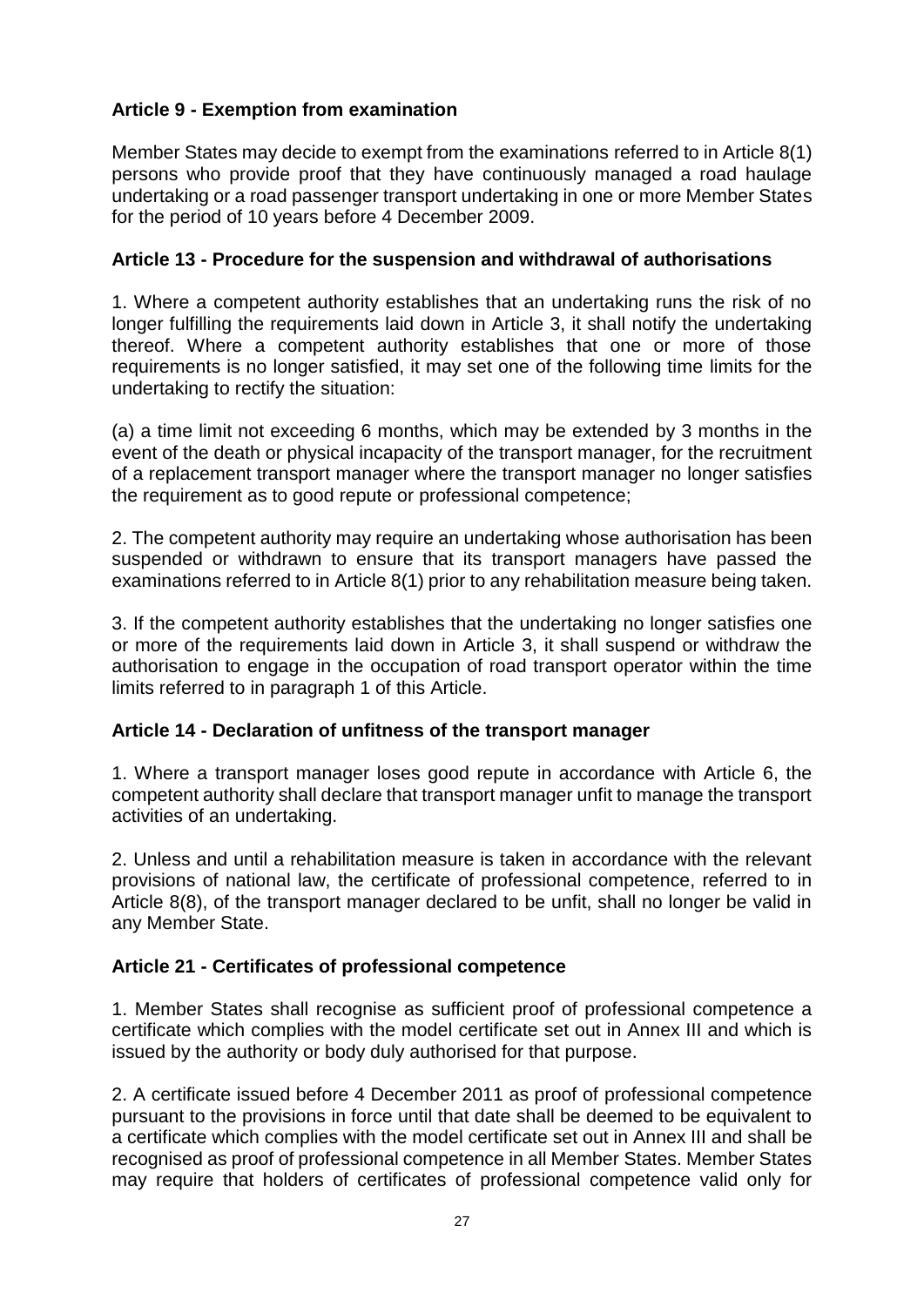**Article 9 - Exemption from examination**

Member States may decide to exempt from the examinations referred to in Article 8(1) persons who provide proof that they have continuously managed a road haulage undertaking or a road passenger transport undertaking in one or more Member States for the period of 10 years before 4 December 2009.

**Article 13 - Procedure for the suspension and withdrawal of authorisations**

1. Where a competent authority establishes that an undertaking runs the risk of no longer fulfilling the requirements laid down in Article 3, it shall notify the undertaking thereof. Where a competent authority establishes that one or more of those requirements is no longer satisfied, it may set one of the following time limits for the undertaking to rectify the situation:

(a) a time limit not exceeding 6 months, which may be extended by 3 months in the event of the death or physical incapacity of the transport manager, for the recruitment of a replacement transport manager where the transport manager no longer satisfies the requirement as to good repute or professional competence;

2. The competent authority may require an undertaking whose authorisation has been suspended or withdrawn to ensure that its transport managers have passed the examinations referred to in Article 8(1) prior to any rehabilitation measure being taken.

3. If the competent authority establishes that the undertaking no longer satisfies one or more of the requirements laid down in Article 3, it shall suspend or withdraw the authorisation to engage in the occupation of road transport operator within the time limits referred to in paragraph 1 of this Article.

**Article 14 - Declaration of unfitness of the transport manager**

1. Where a transport manager loses good repute in accordance with Article 6, the competent authority shall declare that transport manager unfit to manage the transport activities of an undertaking.

2. Unless and until a rehabilitation measure is taken in accordance with the relevant provisions of national law, the certificate of professional competence, referred to in Article 8(8), of the transport manager declared to be unfit, shall no longer be valid in any Member State.

**Article 21 - Certificates of professional competence**

1. Member States shall recognise as sufficient proof of professional competence a certificate which complies with the model certificate set out in Annex III and which is issued by the authority or body duly authorised for that purpose.

2. A certificate issued before 4 December 2011 as proof of professional competence pursuant to the provisions in force until that date shall be deemed to be equivalent to a certificate which complies with the model certificate set out in Annex III and shall be recognised as proof of professional competence in all Member States. Member States may require that holders of certificates of professional competence valid only for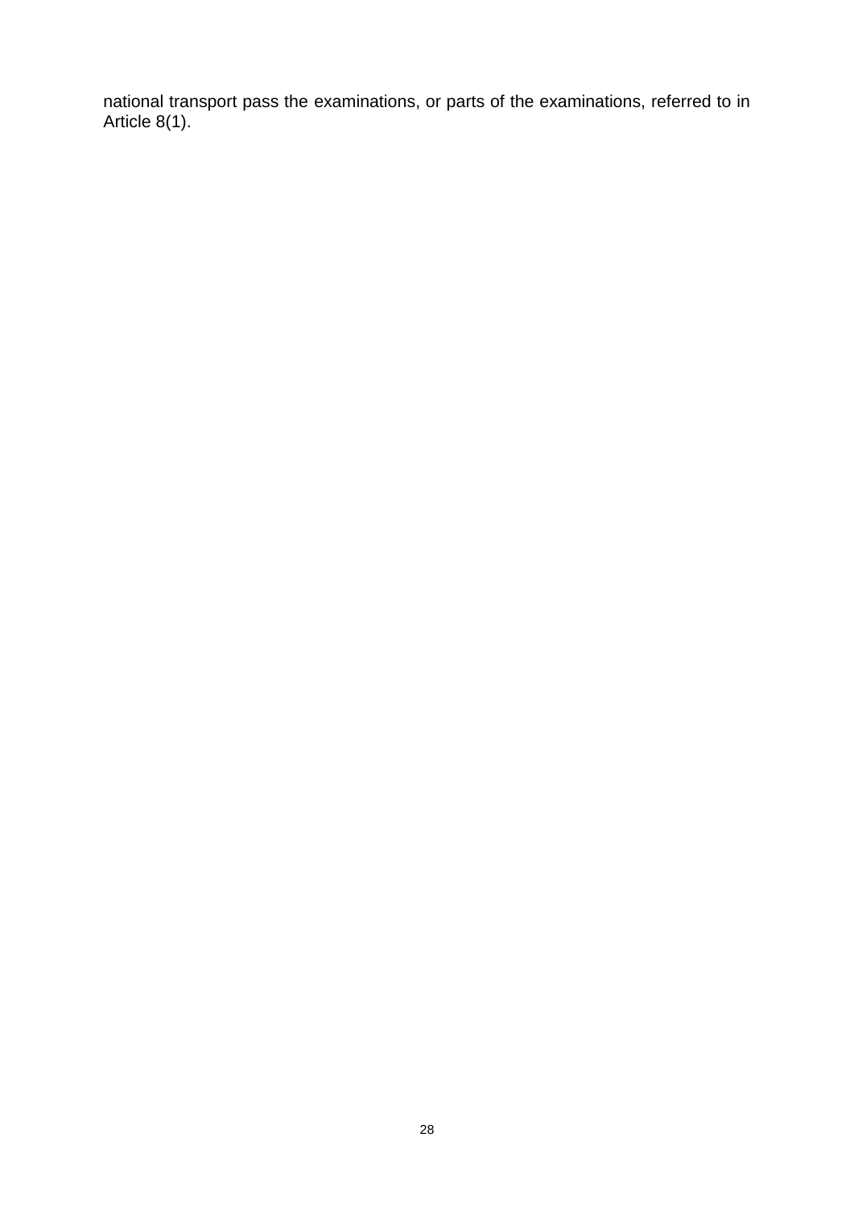national transport pass the examinations, or parts of the examinations, referred to in Article 8(1).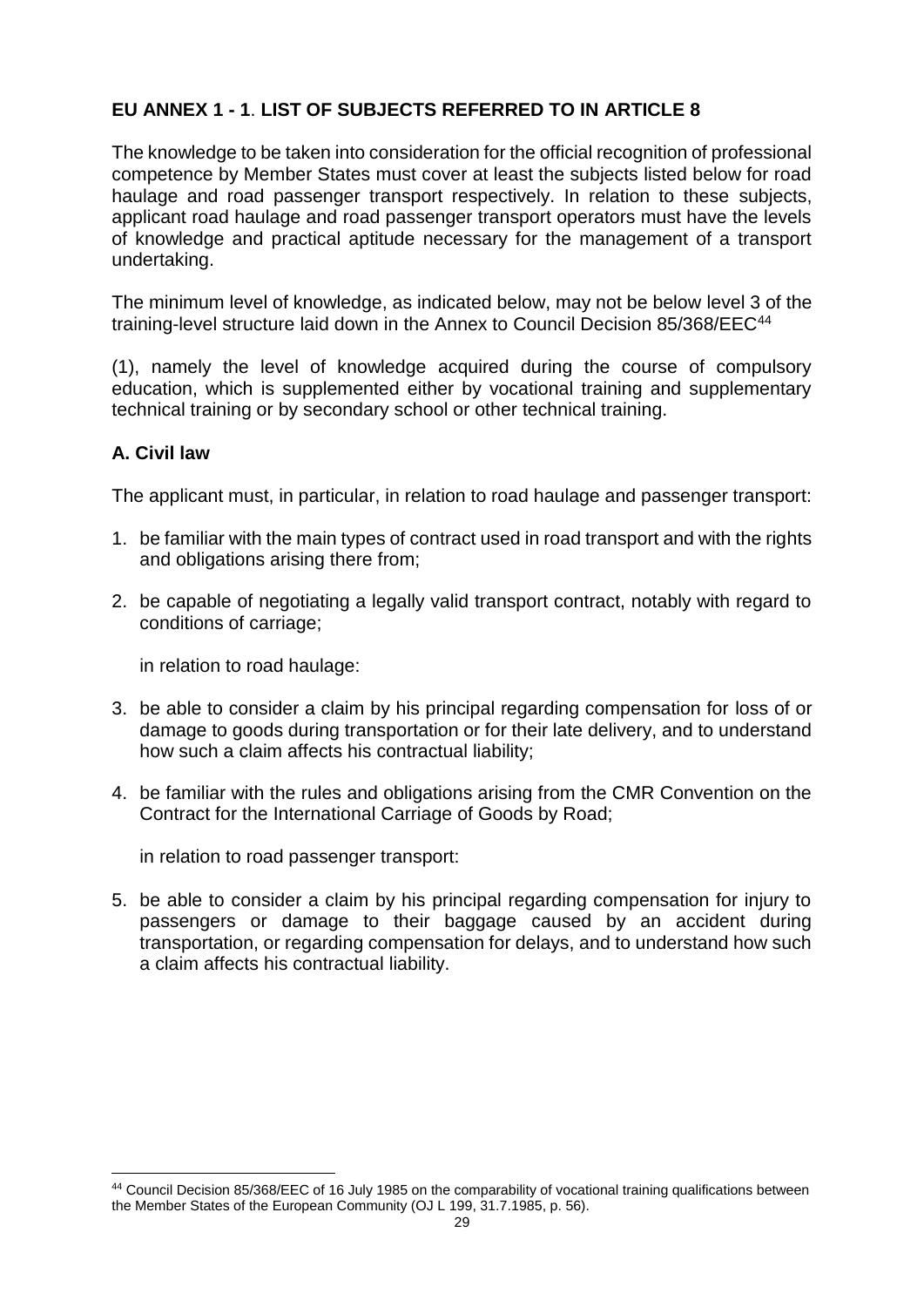## EU ANNEX 1 - 1. LIST OF SUBJECTS REFERRED TO IN ARTICLE 8

The knowledge to be taken into consideration for the official recognition of professional competence by Member States must cover at least the subjects listed below for road haulage and road passenger transport respectively. In relation to these subjects, applicant road haulage and road passenger transport operators must have the levels of knowledge and practical aptitude necessary for the management of a transport undertaking.

The minimum level of knowledge, as indicated below, may not be below level 3 of the training-level structure laid down in the Annex to Council Decision 85/368/EEC[44]

(1), namely the level of knowledge acquired during the course of compulsory education, which is supplemented either by vocational training and supplementary technical training or by secondary school or other technical training.

### A. Civil law

The applicant must, in particular, in relation to road haulage and passenger transport:

1. be familiar with the main types of contract used in road transport and with the rights and obligations arising there from;
2. be capable of negotiating a legally valid transport contract, notably with regard to conditions of carriage;

   in relation to road haulage:

3. be able to consider a claim by his principal regarding compensation for loss of or damage to goods during transportation or for their late delivery, and to understand how such a claim affects his contractual liability;
4. be familiar with the rules and obligations arising from the CMR Convention on the Contract for the International Carriage of Goods by Road;

   in relation to road passenger transport:

5. be able to consider a claim by his principal regarding compensation for injury to passengers or damage to their baggage caused by an accident during transportation, or regarding compensation for delays, and to understand how such a claim affects his contractual liability.

---

[44] Council Decision 85/368/EEC of 16 July 1985 on the comparability of vocational training qualifications between the Member States of the European Community (OJ L 199, 31.7.1985, p. 56).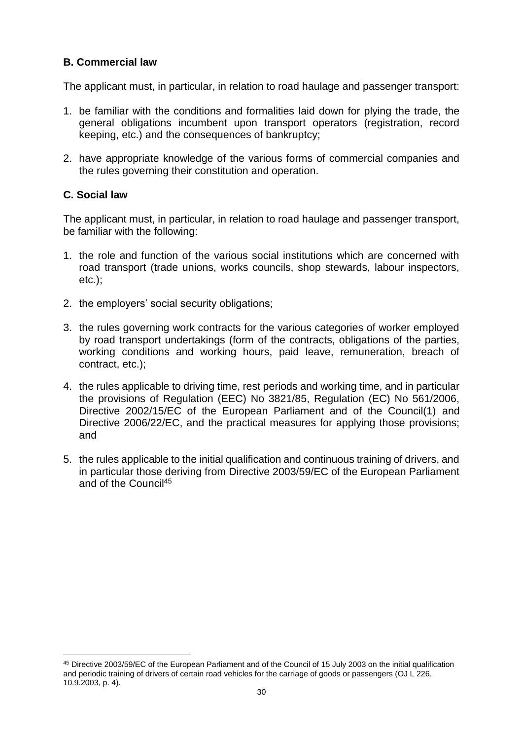### B. Commercial law

The applicant must, in particular, in relation to road haulage and passenger transport:

1. be familiar with the conditions and formalities laid down for plying the trade, the general obligations incumbent upon transport operators (registration, record keeping, etc.) and the consequences of bankruptcy;

2. have appropriate knowledge of the various forms of commercial companies and the rules governing their constitution and operation.

### C. Social law

The applicant must, in particular, in relation to road haulage and passenger transport, be familiar with the following:

1. the role and function of the various social institutions which are concerned with road transport (trade unions, works councils, shop stewards, labour inspectors, etc.);

2. the employers' social security obligations;

3. the rules governing work contracts for the various categories of worker employed by road transport undertakings (form of the contracts, obligations of the parties, working conditions and working hours, paid leave, remuneration, breach of contract, etc.);

4. the rules applicable to driving time, rest periods and working time, and in particular the provisions of Regulation (EEC) No 3821/85, Regulation (EC) No 561/2006, Directive 2002/15/EC of the European Parliament and of the Council(1) and Directive 2006/22/EC, and the practical measures for applying those provisions; and

5. the rules applicable to the initial qualification and continuous training of drivers, and in particular those deriving from Directive 2003/59/EC of the European Parliament and of the Council[45]

---

[45] Directive 2003/59/EC of the European Parliament and of the Council of 15 July 2003 on the initial qualification and periodic training of drivers of certain road vehicles for the carriage of goods or passengers (OJ L 226, 10.9.2003, p. 4).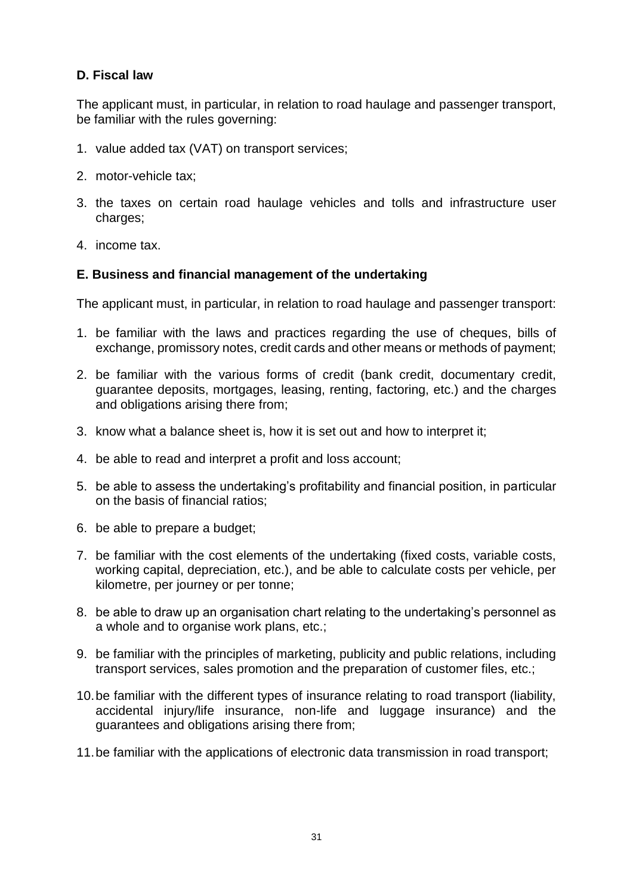### D. Fiscal law

The applicant must, in particular, in relation to road haulage and passenger transport, be familiar with the rules governing:

1. value added tax (VAT) on transport services;
2. motor-vehicle tax;
3. the taxes on certain road haulage vehicles and tolls and infrastructure user charges;
4. income tax.

### E. Business and financial management of the undertaking

The applicant must, in particular, in relation to road haulage and passenger transport:

1. be familiar with the laws and practices regarding the use of cheques, bills of exchange, promissory notes, credit cards and other means or methods of payment;
2. be familiar with the various forms of credit (bank credit, documentary credit, guarantee deposits, mortgages, leasing, renting, factoring, etc.) and the charges and obligations arising there from;
3. know what a balance sheet is, how it is set out and how to interpret it;
4. be able to read and interpret a profit and loss account;
5. be able to assess the undertaking's profitability and financial position, in particular on the basis of financial ratios;
6. be able to prepare a budget;
7. be familiar with the cost elements of the undertaking (fixed costs, variable costs, working capital, depreciation, etc.), and be able to calculate costs per vehicle, per kilometre, per journey or per tonne;
8. be able to draw up an organisation chart relating to the undertaking's personnel as a whole and to organise work plans, etc.;
9. be familiar with the principles of marketing, publicity and public relations, including transport services, sales promotion and the preparation of customer files, etc.;
10. be familiar with the different types of insurance relating to road transport (liability, accidental injury/life insurance, non-life and luggage insurance) and the guarantees and obligations arising there from;
11. be familiar with the applications of electronic data transmission in road transport;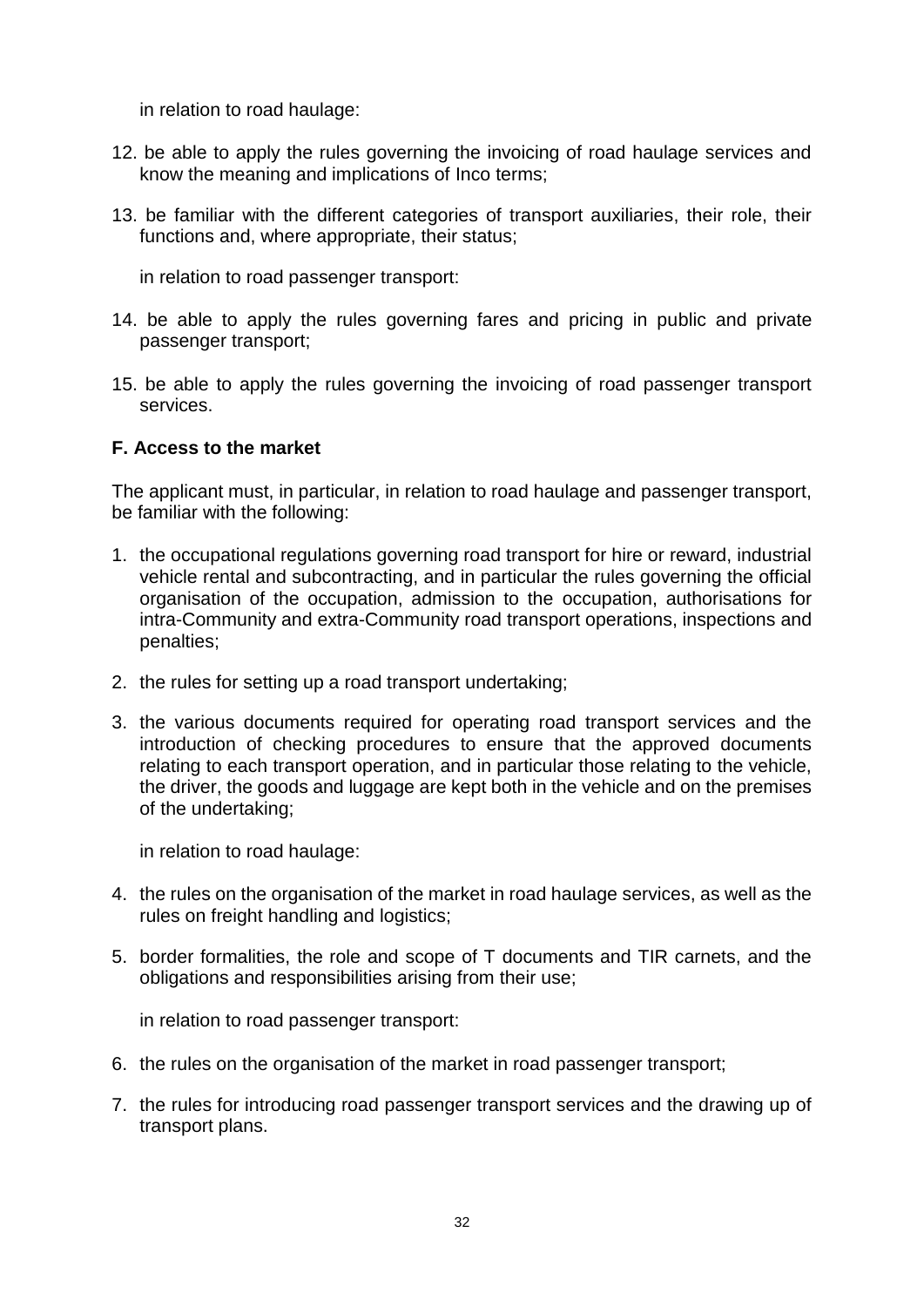in relation to road haulage:

12. be able to apply the rules governing the invoicing of road haulage services and know the meaning and implications of Inco terms;
13. be familiar with the different categories of transport auxiliaries, their role, their functions and, where appropriate, their status;

in relation to road passenger transport:

14. be able to apply the rules governing fares and pricing in public and private passenger transport;
15. be able to apply the rules governing the invoicing of road passenger transport services.

**F. Access to the market**

The applicant must, in particular, in relation to road haulage and passenger transport, be familiar with the following:

1. the occupational regulations governing road transport for hire or reward, industrial vehicle rental and subcontracting, and in particular the rules governing the official organisation of the occupation, admission to the occupation, authorisations for intra-Community and extra-Community road transport operations, inspections and penalties;
2. the rules for setting up a road transport undertaking;
3. the various documents required for operating road transport services and the introduction of checking procedures to ensure that the approved documents relating to each transport operation, and in particular those relating to the vehicle, the driver, the goods and luggage are kept both in the vehicle and on the premises of the undertaking;

in relation to road haulage:

4. the rules on the organisation of the market in road haulage services, as well as the rules on freight handling and logistics;
5. border formalities, the role and scope of T documents and TIR carnets, and the obligations and responsibilities arising from their use;

in relation to road passenger transport:

6. the rules on the organisation of the market in road passenger transport;
7. the rules for introducing road passenger transport services and the drawing up of transport plans.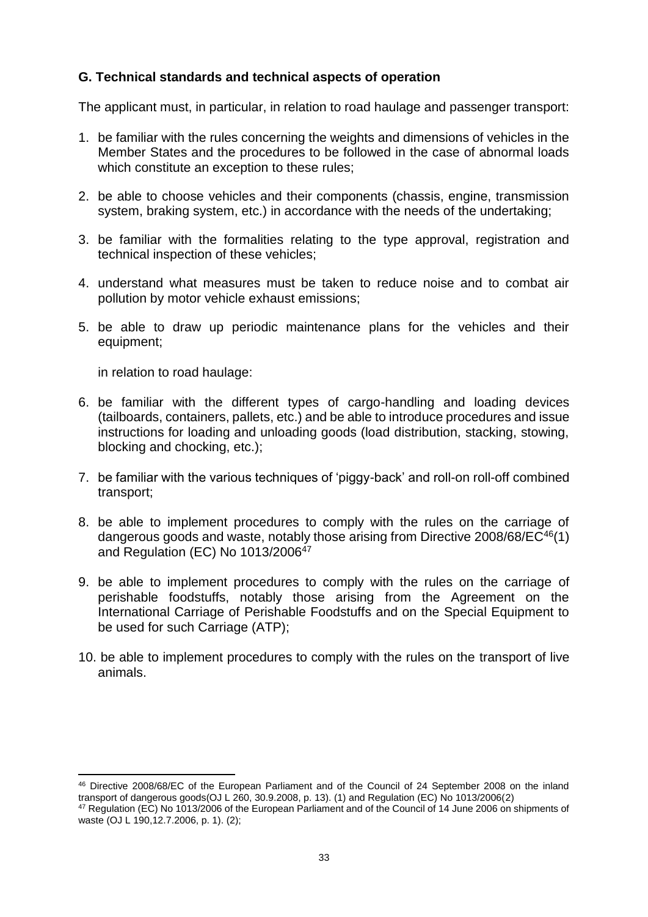**G. Technical standards and technical aspects of operation**

The applicant must, in particular, in relation to road haulage and passenger transport:

1. be familiar with the rules concerning the weights and dimensions of vehicles in the Member States and the procedures to be followed in the case of abnormal loads which constitute an exception to these rules;
2. be able to choose vehicles and their components (chassis, engine, transmission system, braking system, etc.) in accordance with the needs of the undertaking;
3. be familiar with the formalities relating to the type approval, registration and technical inspection of these vehicles;
4. understand what measures must be taken to reduce noise and to combat air pollution by motor vehicle exhaust emissions;
5. be able to draw up periodic maintenance plans for the vehicles and their equipment;

   in relation to road haulage:

6. be familiar with the different types of cargo-handling and loading devices (tailboards, containers, pallets, etc.) and be able to introduce procedures and issue instructions for loading and unloading goods (load distribution, stacking, stowing, blocking and chocking, etc.);
7. be familiar with the various techniques of 'piggy-back' and roll-on roll-off combined transport;
8. be able to implement procedures to comply with the rules on the carriage of dangerous goods and waste, notably those arising from Directive 2008/68/EC[46](1) and Regulation (EC) No 1013/2006[47]
9. be able to implement procedures to comply with the rules on the carriage of perishable foodstuffs, notably those arising from the Agreement on the International Carriage of Perishable Foodstuffs and on the Special Equipment to be used for such Carriage (ATP);
10. be able to implement procedures to comply with the rules on the transport of live animals.

---

[46] Directive 2008/68/EC of the European Parliament and of the Council of 24 September 2008 on the inland transport of dangerous goods(OJ L 260, 30.9.2008, p. 13). (1) and Regulation (EC) No 1013/2006(2)

[47] Regulation (EC) No 1013/2006 of the European Parliament and of the Council of 14 June 2006 on shipments of waste (OJ L 190,12.7.2006, p. 1). (2);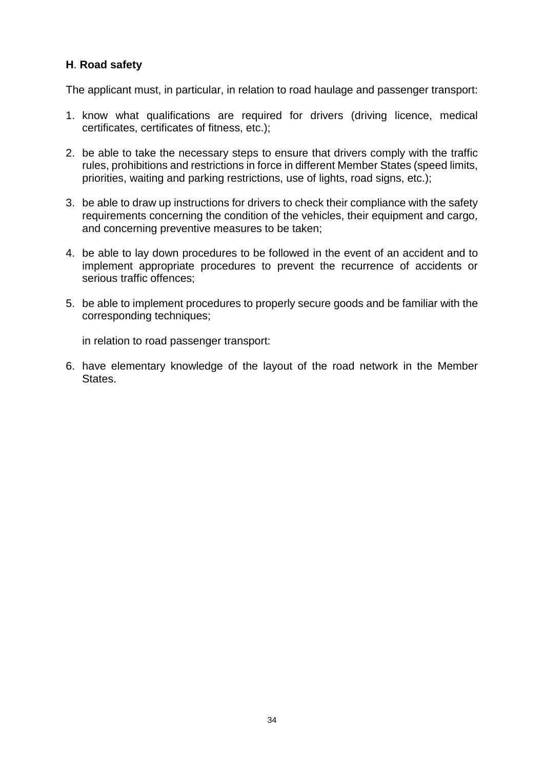**H**. **Road safety**

The applicant must, in particular, in relation to road haulage and passenger transport:

1. know what qualifications are required for drivers (driving licence, medical certificates, certificates of fitness, etc.);

2. be able to take the necessary steps to ensure that drivers comply with the traffic rules, prohibitions and restrictions in force in different Member States (speed limits, priorities, waiting and parking restrictions, use of lights, road signs, etc.);

3. be able to draw up instructions for drivers to check their compliance with the safety requirements concerning the condition of the vehicles, their equipment and cargo, and concerning preventive measures to be taken;

4. be able to lay down procedures to be followed in the event of an accident and to implement appropriate procedures to prevent the recurrence of accidents or serious traffic offences;

5. be able to implement procedures to properly secure goods and be familiar with the corresponding techniques;

   in relation to road passenger transport:

6. have elementary knowledge of the layout of the road network in the Member States.